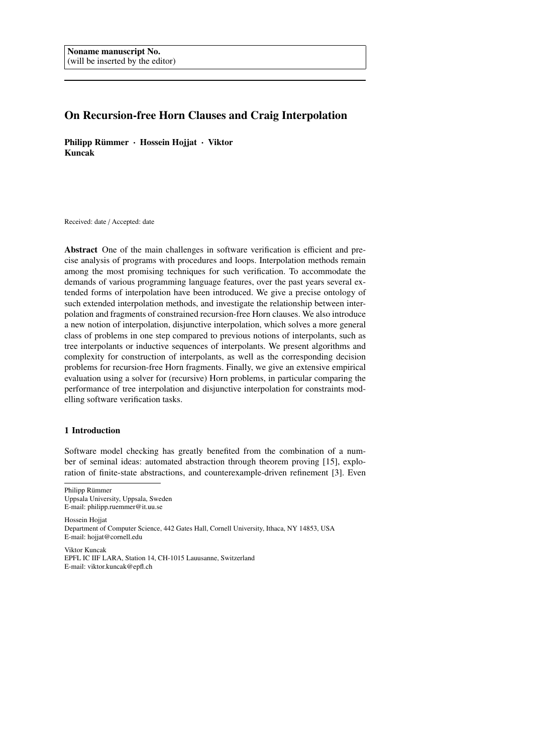Noname manuscript No.
(will be inserted by the editor)

# On Recursion-free Horn Clauses and Craig Interpolation

**Philipp Rümmer · Hossein Hojjat · Viktor Kuncak**

Received: date / Accepted: date

**Abstract** One of the main challenges in software verification is efficient and precise analysis of programs with procedures and loops. Interpolation methods remain among the most promising techniques for such verification. To accommodate the demands of various programming language features, over the past years several extended forms of interpolation have been introduced. We give a precise ontology of such extended interpolation methods, and investigate the relationship between interpolation and fragments of constrained recursion-free Horn clauses. We also introduce a new notion of interpolation, disjunctive interpolation, which solves a more general class of problems in one step compared to previous notions of interpolants, such as tree interpolants or inductive sequences of interpolants. We present algorithms and complexity for construction of interpolants, as well as the corresponding decision problems for recursion-free Horn fragments. Finally, we give an extensive empirical evaluation using a solver for (recursive) Horn problems, in particular comparing the performance of tree interpolation and disjunctive interpolation for constraints modelling software verification tasks.

## 1 Introduction

Software model checking has greatly benefited from the combination of a number of seminal ideas: automated abstraction through theorem proving [15], exploration of finite-state abstractions, and counterexample-driven refinement [3]. Even

---

Philipp Rümmer
Uppsala University, Uppsala, Sweden
E-mail: philipp.ruemmer@it.uu.se

Hossein Hojjat
Department of Computer Science, 442 Gates Hall, Cornell University, Ithaca, NY 14853, USA
E-mail: hojjat@cornell.edu

Viktor Kuncak
EPFL IC IIF LARA, Station 14, CH-1015 Lauusanne, Switzerland
E-mail: viktor.kuncak@epfl.ch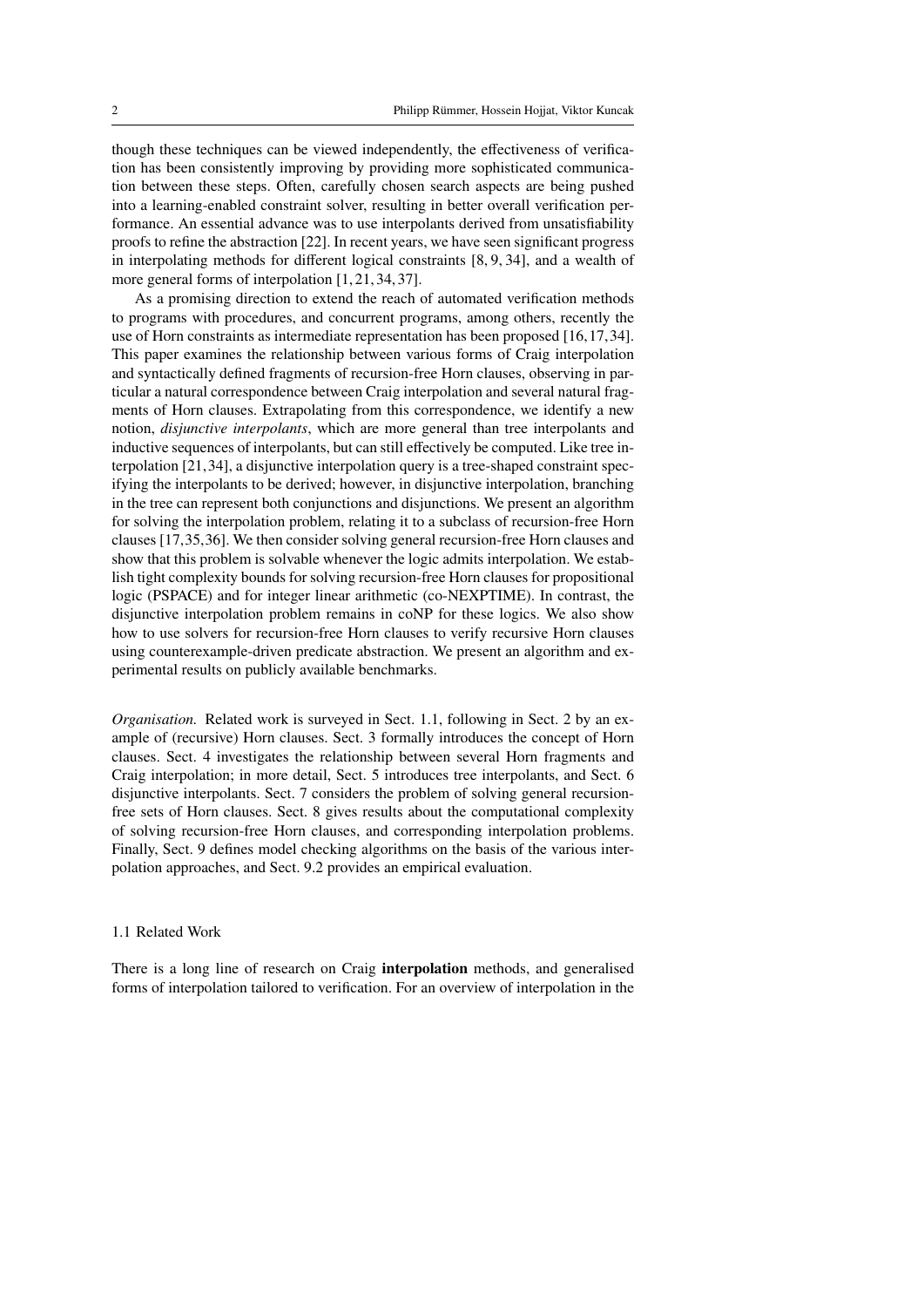though these techniques can be viewed independently, the effectiveness of verification has been consistently improving by providing more sophisticated communication between these steps. Often, carefully chosen search aspects are being pushed into a learning-enabled constraint solver, resulting in better overall verification performance. An essential advance was to use interpolants derived from unsatisfiability proofs to refine the abstraction [22]. In recent years, we have seen significant progress in interpolating methods for different logical constraints [8, 9, 34], and a wealth of more general forms of interpolation [1, 21, 34, 37].

As a promising direction to extend the reach of automated verification methods to programs with procedures, and concurrent programs, among others, recently the use of Horn constraints as intermediate representation has been proposed [16,17,34]. This paper examines the relationship between various forms of Craig interpolation and syntactically defined fragments of recursion-free Horn clauses, observing in particular a natural correspondence between Craig interpolation and several natural fragments of Horn clauses. Extrapolating from this correspondence, we identify a new notion, *disjunctive interpolants*, which are more general than tree interpolants and inductive sequences of interpolants, but can still effectively be computed. Like tree interpolation [21, 34], a disjunctive interpolation query is a tree-shaped constraint specifying the interpolants to be derived; however, in disjunctive interpolation, branching in the tree can represent both conjunctions and disjunctions. We present an algorithm for solving the interpolation problem, relating it to a subclass of recursion-free Horn clauses [17,35,36]. We then consider solving general recursion-free Horn clauses and show that this problem is solvable whenever the logic admits interpolation. We establish tight complexity bounds for solving recursion-free Horn clauses for propositional logic (PSPACE) and for integer linear arithmetic (co-NEXPTIME). In contrast, the disjunctive interpolation problem remains in coNP for these logics. We also show how to use solvers for recursion-free Horn clauses to verify recursive Horn clauses using counterexample-driven predicate abstraction. We present an algorithm and experimental results on publicly available benchmarks.

*Organisation.* Related work is surveyed in Sect. 1.1, following in Sect. 2 by an example of (recursive) Horn clauses. Sect. 3 formally introduces the concept of Horn clauses. Sect. 4 investigates the relationship between several Horn fragments and Craig interpolation; in more detail, Sect. 5 introduces tree interpolants, and Sect. 6 disjunctive interpolants. Sect. 7 considers the problem of solving general recursion-free sets of Horn clauses. Sect. 8 gives results about the computational complexity of solving recursion-free Horn clauses, and corresponding interpolation problems. Finally, Sect. 9 defines model checking algorithms on the basis of the various interpolation approaches, and Sect. 9.2 provides an empirical evaluation.

### 1.1 Related Work

There is a long line of research on Craig **interpolation** methods, and generalised forms of interpolation tailored to verification. For an overview of interpolation in the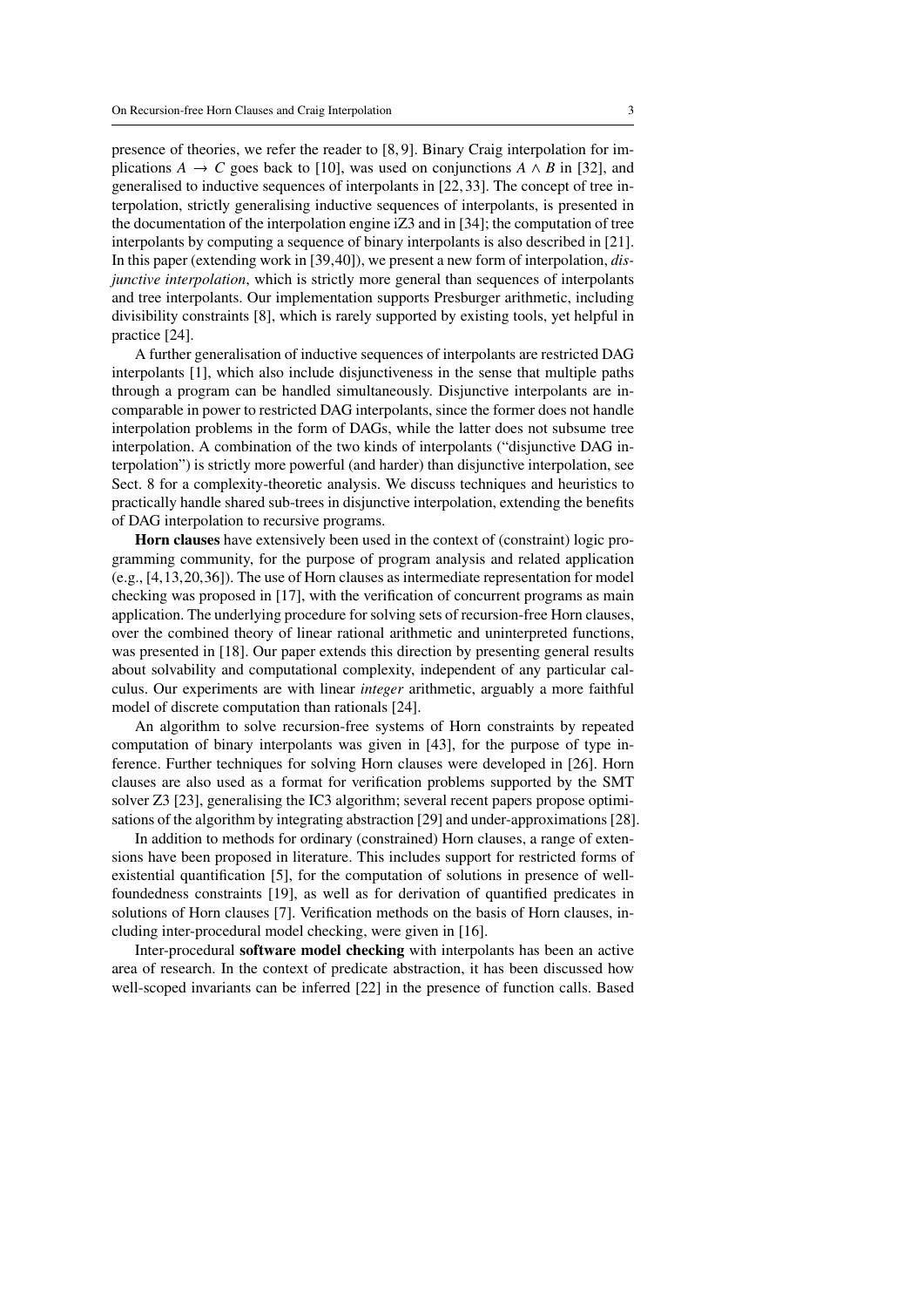presence of theories, we refer the reader to [8, 9]. Binary Craig interpolation for implications $A \to C$ goes back to [10], was used on conjunctions $A \wedge B$ in [32], and generalised to inductive sequences of interpolants in [22, 33]. The concept of tree interpolation, strictly generalising inductive sequences of interpolants, is presented in the documentation of the interpolation engine iZ3 and in [34]; the computation of tree interpolants by computing a sequence of binary interpolants is also described in [21]. In this paper (extending work in [39,40]), we present a new form of interpolation, *disjunctive interpolation*, which is strictly more general than sequences of interpolants and tree interpolants. Our implementation supports Presburger arithmetic, including divisibility constraints [8], which is rarely supported by existing tools, yet helpful in practice [24].

A further generalisation of inductive sequences of interpolants are restricted DAG interpolants [1], which also include disjunctiveness in the sense that multiple paths through a program can be handled simultaneously. Disjunctive interpolants are incomparable in power to restricted DAG interpolants, since the former does not handle interpolation problems in the form of DAGs, while the latter does not subsume tree interpolation. A combination of the two kinds of interpolants ("disjunctive DAG interpolation") is strictly more powerful (and harder) than disjunctive interpolation, see Sect. 8 for a complexity-theoretic analysis. We discuss techniques and heuristics to practically handle shared sub-trees in disjunctive interpolation, extending the benefits of DAG interpolation to recursive programs.

**Horn clauses** have extensively been used in the context of (constraint) logic programming community, for the purpose of program analysis and related application (e.g., [4,13,20,36]). The use of Horn clauses as intermediate representation for model checking was proposed in [17], with the verification of concurrent programs as main application. The underlying procedure for solving sets of recursion-free Horn clauses, over the combined theory of linear rational arithmetic and uninterpreted functions, was presented in [18]. Our paper extends this direction by presenting general results about solvability and computational complexity, independent of any particular calculus. Our experiments are with linear *integer* arithmetic, arguably a more faithful model of discrete computation than rationals [24].

An algorithm to solve recursion-free systems of Horn constraints by repeated computation of binary interpolants was given in [43], for the purpose of type inference. Further techniques for solving Horn clauses were developed in [26]. Horn clauses are also used as a format for verification problems supported by the SMT solver Z3 [23], generalising the IC3 algorithm; several recent papers propose optimisations of the algorithm by integrating abstraction [29] and under-approximations [28].

In addition to methods for ordinary (constrained) Horn clauses, a range of extensions have been proposed in literature. This includes support for restricted forms of existential quantification [5], for the computation of solutions in presence of well-foundedness constraints [19], as well as for derivation of quantified predicates in solutions of Horn clauses [7]. Verification methods on the basis of Horn clauses, including inter-procedural model checking, were given in [16].

Inter-procedural **software model checking** with interpolants has been an active area of research. In the context of predicate abstraction, it has been discussed how well-scoped invariants can be inferred [22] in the presence of function calls. Based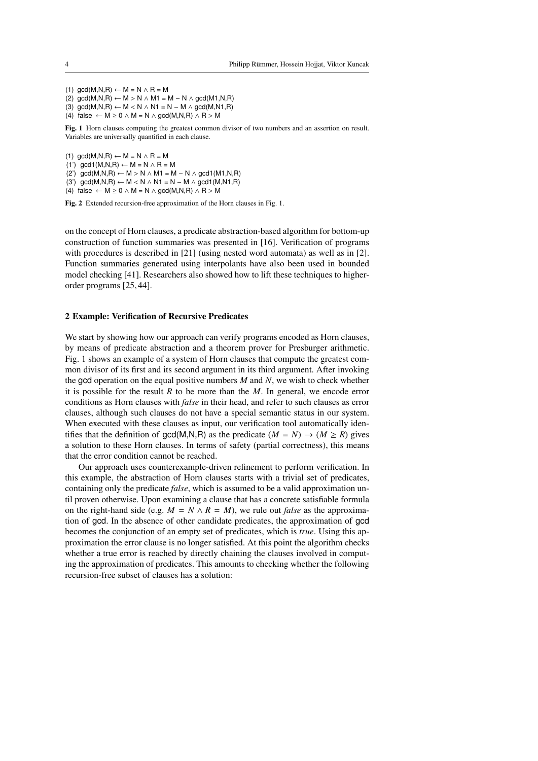(1) $\mathsf{gcd}(M,N,R) \leftarrow M = N \wedge R = M$
(2) $\mathsf{gcd}(M,N,R) \leftarrow M > N \wedge M1 = M - N \wedge \mathsf{gcd}(M1,N,R)$
(3) $\mathsf{gcd}(M,N,R) \leftarrow M < N \wedge N1 = N - M \wedge \mathsf{gcd}(M,N1,R)$
(4) $\mathsf{false} \leftarrow M \geq 0 \wedge M = N \wedge \mathsf{gcd}(M,N,R) \wedge R > M$

**Fig. 1** Horn clauses computing the greatest common divisor of two numbers and an assertion on result. Variables are universally quantified in each clause.

(1) $\mathsf{gcd}(M,N,R) \leftarrow M = N \wedge R = M$
(1') $\mathsf{gcd1}(M,N,R) \leftarrow M = N \wedge R = M$
(2') $\mathsf{gcd}(M,N,R) \leftarrow M > N \wedge M1 = M - N \wedge \mathsf{gcd1}(M1,N,R)$
(3') $\mathsf{gcd}(M,N,R) \leftarrow M < N \wedge N1 = N - M \wedge \mathsf{gcd1}(M,N1,R)$
(4) $\mathsf{false} \leftarrow M \geq 0 \wedge M = N \wedge \mathsf{gcd}(M,N,R) \wedge R > M$

**Fig. 2** Extended recursion-free approximation of the Horn clauses in Fig. 1.

on the concept of Horn clauses, a predicate abstraction-based algorithm for bottom-up construction of function summaries was presented in [16]. Verification of programs with procedures is described in [21] (using nested word automata) as well as in [2]. Function summaries generated using interpolants have also been used in bounded model checking [41]. Researchers also showed how to lift these techniques to higher-order programs [25, 44].

## 2 Example: Verification of Recursive Predicates

We start by showing how our approach can verify programs encoded as Horn clauses, by means of predicate abstraction and a theorem prover for Presburger arithmetic. Fig. 1 shows an example of a system of Horn clauses that compute the greatest common divisor of its first and its second argument in its third argument. After invoking the gcd operation on the equal positive numbers $M$ and $N$, we wish to check whether it is possible for the result $R$ to be more than the $M$. In general, we encode error conditions as Horn clauses with *false* in their head, and refer to such clauses as error clauses, although such clauses do not have a special semantic status in our system. When executed with these clauses as input, our verification tool automatically identifies that the definition of gcd(M,N,R) as the predicate $(M = N) \rightarrow (M \geq R)$ gives a solution to these Horn clauses. In terms of safety (partial correctness), this means that the error condition cannot be reached.

Our approach uses counterexample-driven refinement to perform verification. In this example, the abstraction of Horn clauses starts with a trivial set of predicates, containing only the predicate *false*, which is assumed to be a valid approximation until proven otherwise. Upon examining a clause that has a concrete satisfiable formula on the right-hand side (e.g. $M = N \wedge R = M$), we rule out *false* as the approximation of gcd. In the absence of other candidate predicates, the approximation of gcd becomes the conjunction of an empty set of predicates, which is *true*. Using this approximation the error clause is no longer satisfied. At this point the algorithm checks whether a true error is reached by directly chaining the clauses involved in computing the approximation of predicates. This amounts to checking whether the following recursion-free subset of clauses has a solution: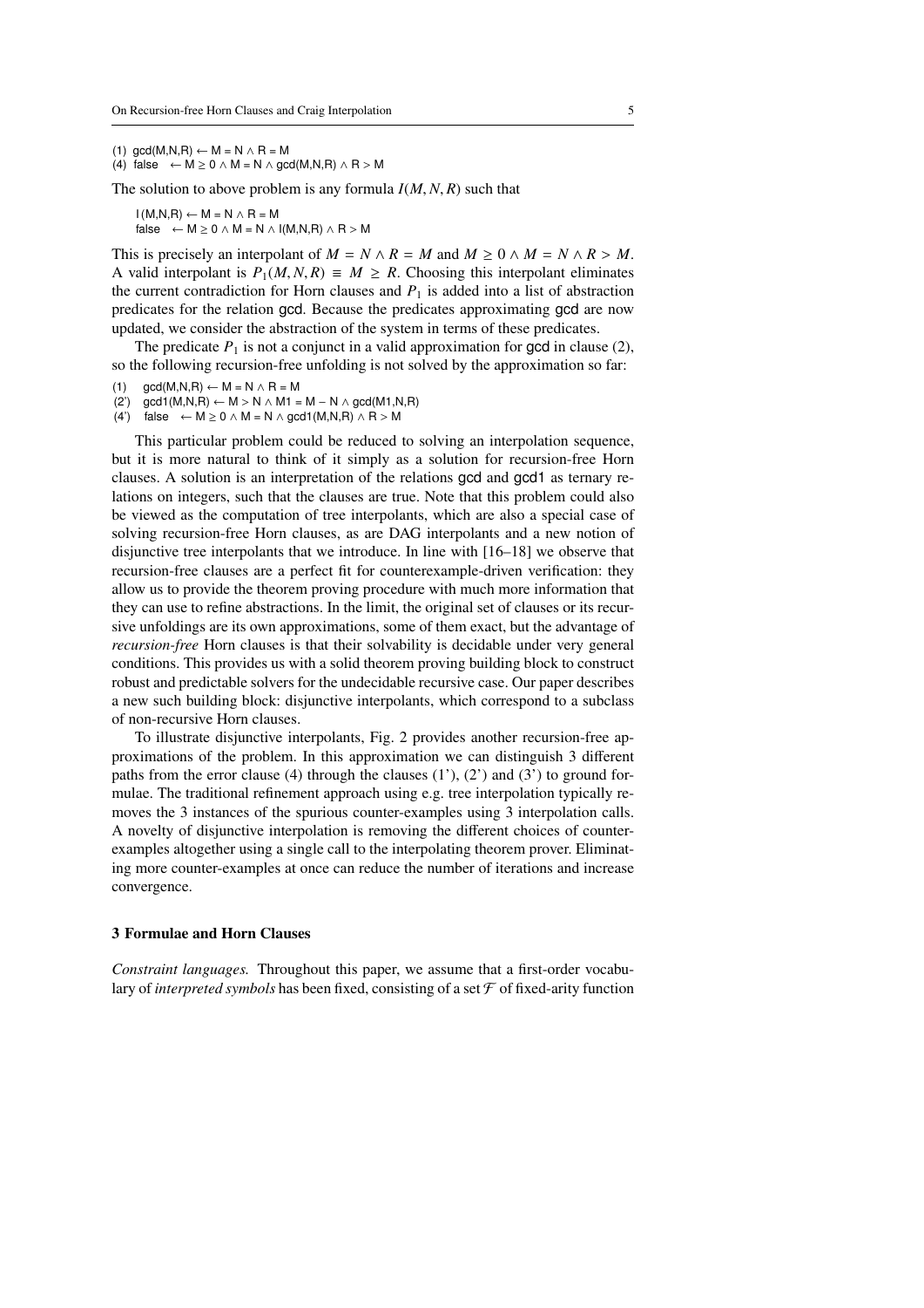```
(1)  gcd(M,N,R) ← M = N ∧ R = M
(4)  false   ← M ≥ 0 ∧ M = N ∧ gcd(M,N,R) ∧ R > M
```

The solution to above problem is any formula $I(M, N, R)$ such that

```
I(M,N,R) ← M = N ∧ R = M
false   ← M ≥ 0 ∧ M = N ∧ I(M,N,R) ∧ R > M
```

This is precisely an interpolant of $M = N \wedge R = M$ and $M \geq 0 \wedge M = N \wedge R > M$. A valid interpolant is $P_1(M, N, R) \equiv M \geq R$. Choosing this interpolant eliminates the current contradiction for Horn clauses and $P_1$ is added into a list of abstraction predicates for the relation gcd. Because the predicates approximating gcd are now updated, we consider the abstraction of the system in terms of these predicates.

The predicate $P_1$ is not a conjunct in a valid approximation for gcd in clause (2), so the following recursion-free unfolding is not solved by the approximation so far:

```
(1)   gcd(M,N,R) ← M = N ∧ R = M
(2')  gcd1(M,N,R) ← M > N ∧ M1 = M − N ∧ gcd(M1,N,R)
(4')  false   ← M ≥ 0 ∧ M = N ∧ gcd1(M,N,R) ∧ R > M
```

This particular problem could be reduced to solving an interpolation sequence, but it is more natural to think of it simply as a solution for recursion-free Horn clauses. A solution is an interpretation of the relations gcd and gcd1 as ternary relations on integers, such that the clauses are true. Note that this problem could also be viewed as the computation of tree interpolants, which are also a special case of solving recursion-free Horn clauses, as are DAG interpolants and a new notion of disjunctive tree interpolants that we introduce. In line with [16–18] we observe that recursion-free clauses are a perfect fit for counterexample-driven verification: they allow us to provide the theorem proving procedure with much more information that they can use to refine abstractions. In the limit, the original set of clauses or its recursive unfoldings are its own approximations, some of them exact, but the advantage of *recursion-free* Horn clauses is that their solvability is decidable under very general conditions. This provides us with a solid theorem proving building block to construct robust and predictable solvers for the undecidable recursive case. Our paper describes a new such building block: disjunctive interpolants, which correspond to a subclass of non-recursive Horn clauses.

To illustrate disjunctive interpolants, Fig. 2 provides another recursion-free approximations of the problem. In this approximation we can distinguish 3 different paths from the error clause (4) through the clauses (1'), (2') and (3') to ground formulae. The traditional refinement approach using e.g. tree interpolation typically removes the 3 instances of the spurious counter-examples using 3 interpolation calls. A novelty of disjunctive interpolation is removing the different choices of counter-examples altogether using a single call to the interpolating theorem prover. Eliminating more counter-examples at once can reduce the number of iterations and increase convergence.

## 3 Formulae and Horn Clauses

*Constraint languages.* Throughout this paper, we assume that a first-order vocabulary of *interpreted symbols* has been fixed, consisting of a set $\mathcal{F}$ of fixed-arity function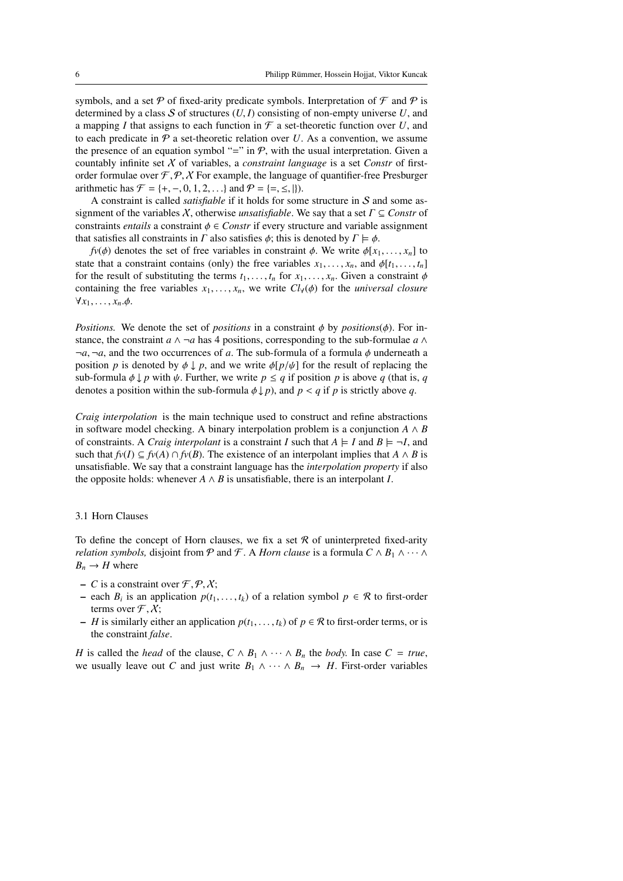symbols, and a set $\mathcal{P}$ of fixed-arity predicate symbols. Interpretation of $\mathcal{F}$ and $\mathcal{P}$ is determined by a class $\mathcal{S}$ of structures $(U, I)$ consisting of non-empty universe $U$, and a mapping $I$ that assigns to each function in $\mathcal{F}$ a set-theoretic function over $U$, and to each predicate in $\mathcal{P}$ a set-theoretic relation over $U$. As a convention, we assume the presence of an equation symbol "$=$" in $\mathcal{P}$, with the usual interpretation. Given a countably infinite set $\mathcal{X}$ of variables, a *constraint language* is a set *Constr* of first-order formulae over $\mathcal{F}, \mathcal{P}, \mathcal{X}$ For example, the language of quantifier-free Presburger arithmetic has $\mathcal{F} = \{+, -, 0, 1, 2, \ldots\}$ and $\mathcal{P} = \{=, \leq, |\}$).

A constraint is called *satisfiable* if it holds for some structure in $\mathcal{S}$ and some assignment of the variables $\mathcal{X}$, otherwise *unsatisfiable*. We say that a set $\Gamma \subseteq Constr$ of constraints *entails* a constraint $\phi \in Constr$ if every structure and variable assignment that satisfies all constraints in $\Gamma$ also satisfies $\phi$; this is denoted by $\Gamma \models \phi$.

$fv(\phi)$ denotes the set of free variables in constraint $\phi$. We write $\phi[x_1, \ldots, x_n]$ to state that a constraint contains (only) the free variables $x_1, \ldots, x_n$, and $\phi[t_1, \ldots, t_n]$ for the result of substituting the terms $t_1, \ldots, t_n$ for $x_1, \ldots, x_n$. Given a constraint $\phi$ containing the free variables $x_1, \ldots, x_n$, we write $Cl_\forall(\phi)$ for the *universal closure* $\forall x_1, \ldots, x_n. \phi$.

*Positions.* We denote the set of *positions* in a constraint $\phi$ by *positions*$(\phi)$. For instance, the constraint $a \wedge \neg a$ has 4 positions, corresponding to the sub-formulae $a \wedge \neg a, \neg a$, and the two occurrences of $a$. The sub-formula of a formula $\phi$ underneath a position $p$ is denoted by $\phi \downarrow p$, and we write $\phi[p/\psi]$ for the result of replacing the sub-formula $\phi \downarrow p$ with $\psi$. Further, we write $p \leq q$ if position $p$ is above $q$ (that is, $q$ denotes a position within the sub-formula $\phi \downarrow p$), and $p < q$ if $p$ is strictly above $q$.

*Craig interpolation* is the main technique used to construct and refine abstractions in software model checking. A binary interpolation problem is a conjunction $A \wedge B$ of constraints. A *Craig interpolant* is a constraint $I$ such that $A \models I$ and $B \models \neg I$, and such that $fv(I) \subseteq fv(A) \cap fv(B)$. The existence of an interpolant implies that $A \wedge B$ is unsatisfiable. We say that a constraint language has the *interpolation property* if also the opposite holds: whenever $A \wedge B$ is unsatisfiable, there is an interpolant $I$.

## 3.1 Horn Clauses

To define the concept of Horn clauses, we fix a set $\mathcal{R}$ of uninterpreted fixed-arity *relation symbols,* disjoint from $\mathcal{P}$ and $\mathcal{F}$. A *Horn clause* is a formula $C \wedge B_1 \wedge \cdots \wedge B_n \rightarrow H$ where

- $C$ is a constraint over $\mathcal{F}, \mathcal{P}, \mathcal{X}$;
- each $B_i$ is an application $p(t_1, \ldots, t_k)$ of a relation symbol $p \in \mathcal{R}$ to first-order terms over $\mathcal{F}, \mathcal{X}$;
- $H$ is similarly either an application $p(t_1, \ldots, t_k)$ of $p \in \mathcal{R}$ to first-order terms, or is the constraint *false*.

$H$ is called the *head* of the clause, $C \wedge B_1 \wedge \cdots \wedge B_n$ the *body.* In case $C = true$, we usually leave out $C$ and just write $B_1 \wedge \cdots \wedge B_n \rightarrow H$. First-order variables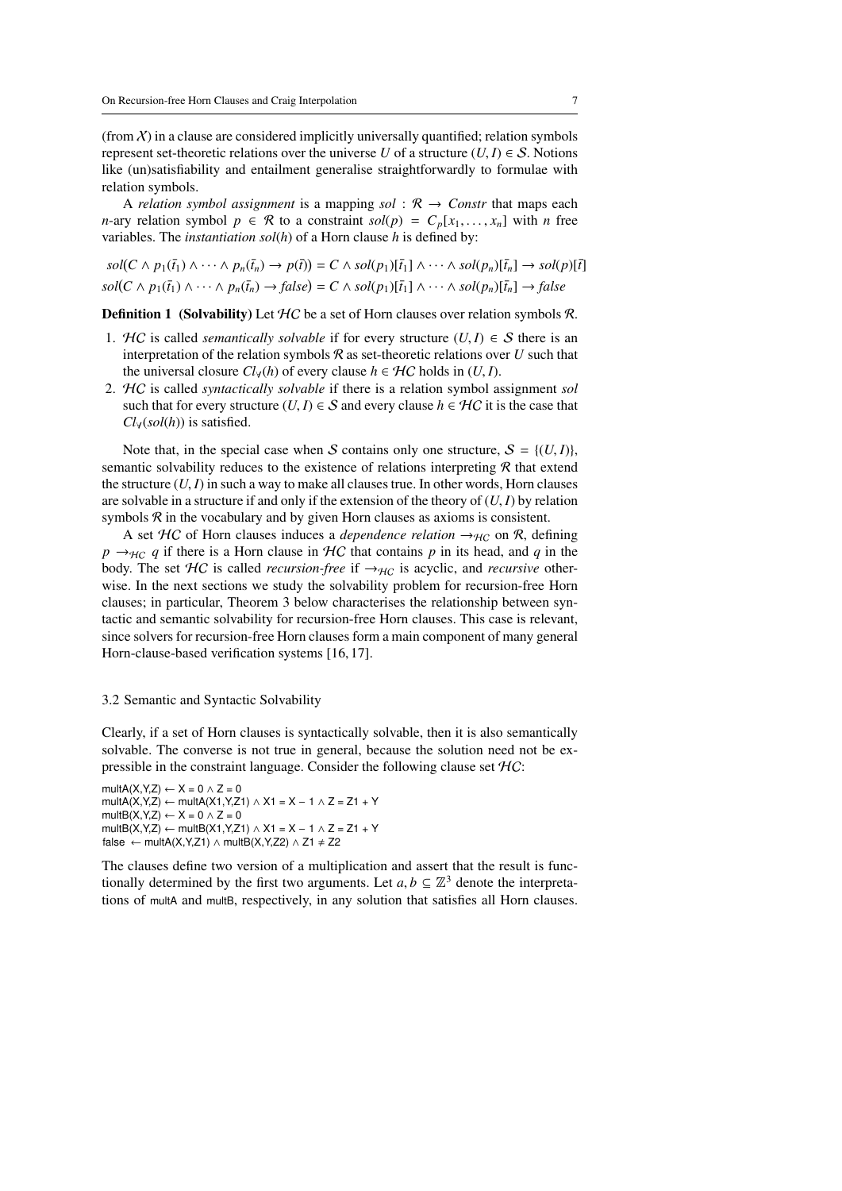(from $\mathcal{X}$) in a clause are considered implicitly universally quantified; relation symbols represent set-theoretic relations over the universe $U$ of a structure $(U, I) \in \mathcal{S}$. Notions like (un)satisfiability and entailment generalise straightforwardly to formulae with relation symbols.

A *relation symbol assignment* is a mapping $sol : \mathcal{R} \to Constr$ that maps each $n$-ary relation symbol $p \in \mathcal{R}$ to a constraint $sol(p) = C_p[x_1, \ldots, x_n]$ with $n$ free variables. The *instantiation* $sol(h)$ of a Horn clause $h$ is defined by:

$$sol(C \wedge p_1(\bar{t}_1) \wedge \cdots \wedge p_n(\bar{t}_n) \to p(\bar{t})) = C \wedge sol(p_1)[\bar{t}_1] \wedge \cdots \wedge sol(p_n)[\bar{t}_n] \to sol(p)[\bar{t}]$$
$$sol(C \wedge p_1(\bar{t}_1) \wedge \cdots \wedge p_n(\bar{t}_n) \to false) = C \wedge sol(p_1)[\bar{t}_1] \wedge \cdots \wedge sol(p_n)[\bar{t}_n] \to false$$

**Definition 1 (Solvability)** Let $\mathcal{HC}$ be a set of Horn clauses over relation symbols $\mathcal{R}$.

1. $\mathcal{HC}$ is called *semantically solvable* if for every structure $(U, I) \in \mathcal{S}$ there is an interpretation of the relation symbols $\mathcal{R}$ as set-theoretic relations over $U$ such that the universal closure $Cl_\forall(h)$ of every clause $h \in \mathcal{HC}$ holds in $(U, I)$.
2. $\mathcal{HC}$ is called *syntactically solvable* if there is a relation symbol assignment *sol* such that for every structure $(U, I) \in \mathcal{S}$ and every clause $h \in \mathcal{HC}$ it is the case that $Cl_\forall(sol(h))$ is satisfied.

Note that, in the special case when $\mathcal{S}$ contains only one structure, $\mathcal{S} = \{(U, I)\}$, semantic solvability reduces to the existence of relations interpreting $\mathcal{R}$ that extend the structure $(U, I)$ in such a way to make all clauses true. In other words, Horn clauses are solvable in a structure if and only if the extension of the theory of $(U, I)$ by relation symbols $\mathcal{R}$ in the vocabulary and by given Horn clauses as axioms is consistent.

A set $\mathcal{HC}$ of Horn clauses induces a *dependence relation* $\to_{\mathcal{HC}}$ on $\mathcal{R}$, defining $p \to_{\mathcal{HC}} q$ if there is a Horn clause in $\mathcal{HC}$ that contains $p$ in its head, and $q$ in the body. The set $\mathcal{HC}$ is called *recursion-free* if $\to_{\mathcal{HC}}$ is acyclic, and *recursive* otherwise. In the next sections we study the solvability problem for recursion-free Horn clauses; in particular, Theorem 3 below characterises the relationship between syntactic and semantic solvability for recursion-free Horn clauses. This case is relevant, since solvers for recursion-free Horn clauses form a main component of many general Horn-clause-based verification systems [16, 17].

### 3.2 Semantic and Syntactic Solvability

Clearly, if a set of Horn clauses is syntactically solvable, then it is also semantically solvable. The converse is not true in general, because the solution need not be expressible in the constraint language. Consider the following clause set $\mathcal{HC}$:

```
multA(X,Y,Z) ← X = 0 ∧ Z = 0
multA(X,Y,Z) ← multA(X1,Y,Z1) ∧ X1 = X − 1 ∧ Z = Z1 + Y
multB(X,Y,Z) ← X = 0 ∧ Z = 0
multB(X,Y,Z) ← multB(X1,Y,Z1) ∧ X1 = X − 1 ∧ Z = Z1 + Y
false ← multA(X,Y,Z1) ∧ multB(X,Y,Z2) ∧ Z1 ≠ Z2
```

The clauses define two version of a multiplication and assert that the result is functionally determined by the first two arguments. Let $a, b \subseteq \mathbb{Z}^3$ denote the interpretations of multA and multB, respectively, in any solution that satisfies all Horn clauses.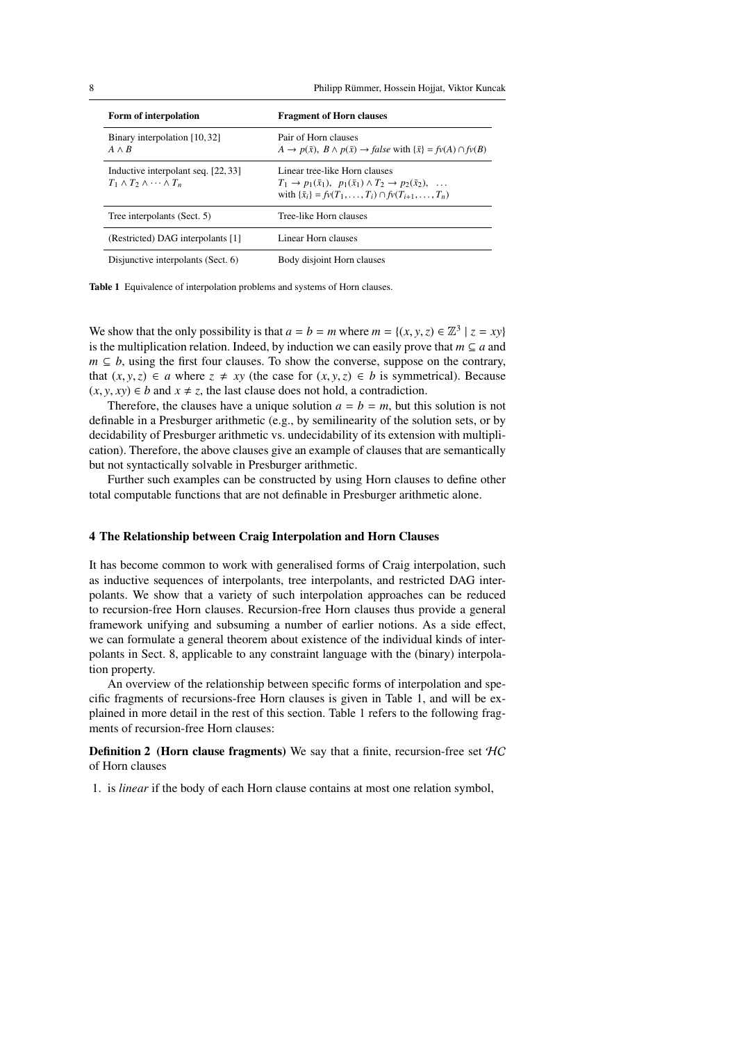| Form of interpolation | Fragment of Horn clauses |
|---|---|
| Binary interpolation [10, 32] $A \wedge B$ | Pair of Horn clauses $A \rightarrow p(\bar{x}),\ B \wedge p(\bar{x}) \rightarrow \mathit{false}$ with $\{\bar{x}\} = \mathit{fv}(A) \cap \mathit{fv}(B)$ |
| Inductive interpolant seq. [22, 33] $T_1 \wedge T_2 \wedge \cdots \wedge T_n$ | Linear tree-like Horn clauses $T_1 \rightarrow p_1(\bar{x}_1),\ \ p_1(\bar{x}_1) \wedge T_2 \rightarrow p_2(\bar{x}_2),\ \ \ldots$ with $\{\bar{x}_i\} = \mathit{fv}(T_1, \ldots, T_i) \cap \mathit{fv}(T_{i+1}, \ldots, T_n)$ |
| Tree interpolants (Sect. 5) | Tree-like Horn clauses |
| (Restricted) DAG interpolants [1] | Linear Horn clauses |
| Disjunctive interpolants (Sect. 6) | Body disjoint Horn clauses |

**Table 1** Equivalence of interpolation problems and systems of Horn clauses.

We show that the only possibility is that $a = b = m$ where $m = \{(x, y, z) \in \mathbb{Z}^3 \mid z = xy\}$ is the multiplication relation. Indeed, by induction we can easily prove that $m \subseteq a$ and $m \subseteq b$, using the first four clauses. To show the converse, suppose on the contrary, that $(x, y, z) \in a$ where $z \neq xy$ (the case for $(x, y, z) \in b$ is symmetrical). Because $(x, y, xy) \in b$ and $x \neq z$, the last clause does not hold, a contradiction.

Therefore, the clauses have a unique solution $a = b = m$, but this solution is not definable in a Presburger arithmetic (e.g., by semilinearity of the solution sets, or by decidability of Presburger arithmetic vs. undecidability of its extension with multiplication). Therefore, the above clauses give an example of clauses that are semantically but not syntactically solvable in Presburger arithmetic.

Further such examples can be constructed by using Horn clauses to define other total computable functions that are not definable in Presburger arithmetic alone.

## 4 The Relationship between Craig Interpolation and Horn Clauses

It has become common to work with generalised forms of Craig interpolation, such as inductive sequences of interpolants, tree interpolants, and restricted DAG interpolants. We show that a variety of such interpolation approaches can be reduced to recursion-free Horn clauses. Recursion-free Horn clauses thus provide a general framework unifying and subsuming a number of earlier notions. As a side effect, we can formulate a general theorem about existence of the individual kinds of interpolants in Sect. 8, applicable to any constraint language with the (binary) interpolation property.

An overview of the relationship between specific forms of interpolation and specific fragments of recursions-free Horn clauses is given in Table 1, and will be explained in more detail in the rest of this section. Table 1 refers to the following fragments of recursion-free Horn clauses:

**Definition 2 (Horn clause fragments)** We say that a finite, recursion-free set $\mathcal{HC}$ of Horn clauses

1. is *linear* if the body of each Horn clause contains at most one relation symbol,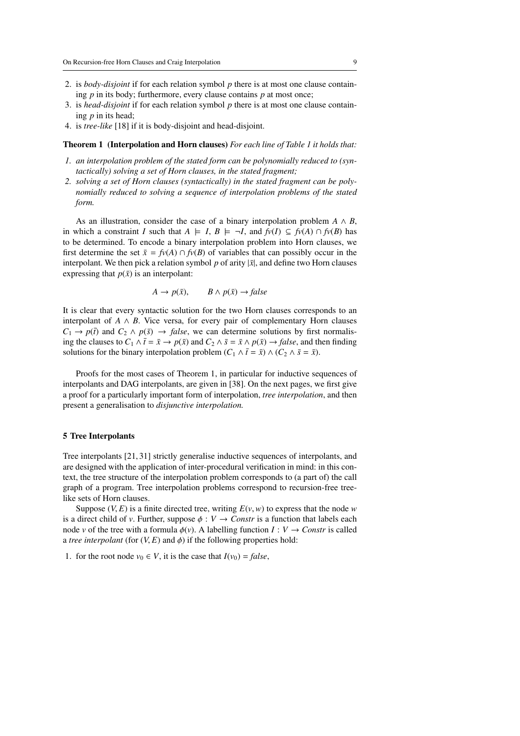2. is *body-disjoint* if for each relation symbol $p$ there is at most one clause containing $p$ in its body; furthermore, every clause contains $p$ at most once;
3. is *head-disjoint* if for each relation symbol $p$ there is at most one clause containing $p$ in its head;
4. is *tree-like* [18] if it is body-disjoint and head-disjoint.

**Theorem 1 (Interpolation and Horn clauses)** *For each line of Table 1 it holds that:*

1. *an interpolation problem of the stated form can be polynomially reduced to (syntactically) solving a set of Horn clauses, in the stated fragment;*
2. *solving a set of Horn clauses (syntactically) in the stated fragment can be polynomially reduced to solving a sequence of interpolation problems of the stated form.*

As an illustration, consider the case of a binary interpolation problem $A \wedge B$, in which a constraint $I$ such that $A \models I$, $B \models \neg I$, and $fv(I) \subseteq fv(A) \cap fv(B)$ has to be determined. To encode a binary interpolation problem into Horn clauses, we first determine the set $\bar{x} = fv(A) \cap fv(B)$ of variables that can possibly occur in the interpolant. We then pick a relation symbol $p$ of arity $|\bar{x}|$, and define two Horn clauses expressing that $p(\bar{x})$ is an interpolant:

$$A \rightarrow p(\bar{x}), \qquad B \wedge p(\bar{x}) \rightarrow \mathit{false}$$

It is clear that every syntactic solution for the two Horn clauses corresponds to an interpolant of $A \wedge B$. Vice versa, for every pair of complementary Horn clauses $C_1 \rightarrow p(\bar{t})$ and $C_2 \wedge p(\bar{s}) \rightarrow \mathit{false}$, we can determine solutions by first normalising the clauses to $C_1 \wedge \bar{t} = \bar{x} \rightarrow p(\bar{x})$ and $C_2 \wedge \bar{s} = \bar{x} \wedge p(\bar{x}) \rightarrow \mathit{false}$, and then finding solutions for the binary interpolation problem $(C_1 \wedge \bar{t} = \bar{x}) \wedge (C_2 \wedge \bar{s} = \bar{x})$.

Proofs for the most cases of Theorem 1, in particular for inductive sequences of interpolants and DAG interpolants, are given in [38]. On the next pages, we first give a proof for a particularly important form of interpolation, *tree interpolation*, and then present a generalisation to *disjunctive interpolation.*

## 5 Tree Interpolants

Tree interpolants [21, 31] strictly generalise inductive sequences of interpolants, and are designed with the application of inter-procedural verification in mind: in this context, the tree structure of the interpolation problem corresponds to (a part of) the call graph of a program. Tree interpolation problems correspond to recursion-free tree-like sets of Horn clauses.

Suppose $(V, E)$ is a finite directed tree, writing $E(v, w)$ to express that the node $w$ is a direct child of $v$. Further, suppose $\phi : V \rightarrow \mathit{Constr}$ is a function that labels each node $v$ of the tree with a formula $\phi(v)$. A labelling function $I : V \rightarrow \mathit{Constr}$ is called a *tree interpolant* (for $(V, E)$ and $\phi$) if the following properties hold:

1. for the root node $v_0 \in V$, it is the case that $I(v_0) = \mathit{false}$,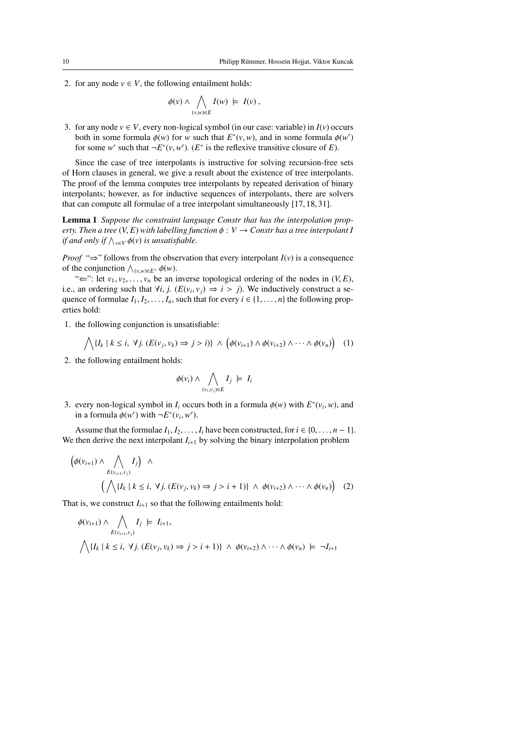2. for any node $v \in V$, the following entailment holds:

$$\phi(v) \wedge \bigwedge_{(v,w) \in E} I(w) \models I(v),$$

3. for any node $v \in V$, every non-logical symbol (in our case: variable) in $I(v)$ occurs both in some formula $\phi(w)$ for $w$ such that $E^*(v, w)$, and in some formula $\phi(w')$ for some $w'$ such that $\neg E^*(v, w')$. ($E^*$ is the reflexive transitive closure of $E$).

Since the case of tree interpolants is instructive for solving recursion-free sets of Horn clauses in general, we give a result about the existence of tree interpolants. The proof of the lemma computes tree interpolants by repeated derivation of binary interpolants; however, as for inductive sequences of interpolants, there are solvers that can compute all formulae of a tree interpolant simultaneously [17, 18, 31].

**Lemma 1** *Suppose the constraint language Constr that has the interpolation property. Then a tree $(V, E)$ with labelling function $\phi : V \to Constr$ has a tree interpolant $I$ if and only if $\bigwedge_{v \in V} \phi(v)$ is unsatisfiable.*

*Proof* "$\Rightarrow$" follows from the observation that every interpolant $I(v)$ is a consequence of the conjunction $\bigwedge_{(v,w) \in E^+} \phi(w)$.

"$\Leftarrow$": let $v_1, v_2, \ldots, v_n$ be an inverse topological ordering of the nodes in $(V, E)$, i.e., an ordering such that $\forall i, j.\ (E(v_i, v_j) \Rightarrow i > j)$. We inductively construct a sequence of formulae $I_1, I_2, \ldots, I_n$, such that for every $i \in \{1, \ldots, n\}$ the following properties hold:

1. the following conjunction is unsatisfiable:

$$\bigwedge\{I_k \mid k \le i,\ \forall j.\ (E(v_j, v_k) \Rightarrow j > i)\} \wedge \Big(\phi(v_{i+1}) \wedge \phi(v_{i+2}) \wedge \cdots \wedge \phi(v_n)\Big) \quad (1)$$

2. the following entailment holds:

$$\phi(v_i) \wedge \bigwedge_{(v_i, v_j) \in E} I_j \models I_i$$

3. every non-logical symbol in $I_i$ occurs both in a formula $\phi(w)$ with $E^*(v_i, w)$, and in a formula $\phi(w')$ with $\neg E^*(v_i, w')$.

Assume that the formulae $I_1, I_2, \ldots, I_i$ have been constructed, for $i \in \{0, \ldots, n-1\}$. We then derive the next interpolant $I_{i+1}$ by solving the binary interpolation problem

$$\Big(\phi(v_{i+1}) \wedge \bigwedge_{E(v_{i+1}, v_j)} I_j\Big) \wedge \Big(\bigwedge\{I_k \mid k \le i,\ \forall j.\ (E(v_j, v_k) \Rightarrow j > i+1)\} \wedge \phi(v_{i+2}) \wedge \cdots \wedge \phi(v_n)\Big) \quad (2)$$

That is, we construct $I_{i+1}$ so that the following entailments hold:

$$\phi(v_{i+1}) \wedge \bigwedge_{E(v_{i+1}, v_j)} I_j \models I_{i+1},$$

$$\bigwedge\{I_k \mid k \le i,\ \forall j.\ (E(v_j, v_k) \Rightarrow j > i+1)\} \wedge \phi(v_{i+2}) \wedge \cdots \wedge \phi(v_n) \models \neg I_{i+1}$$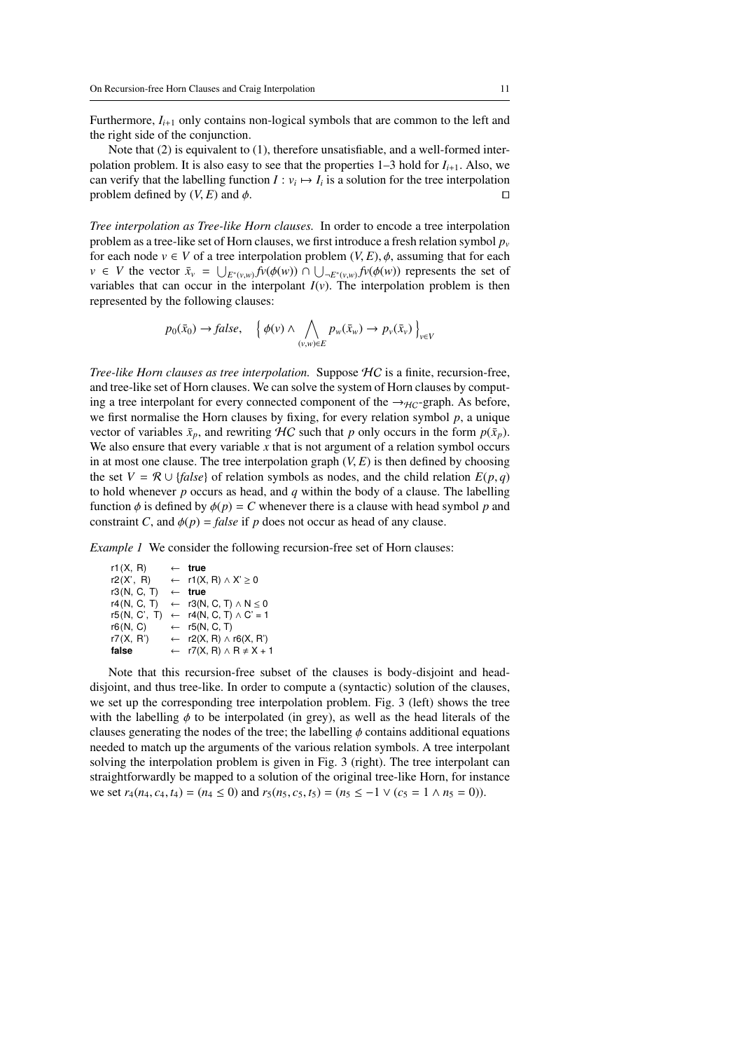Furthermore, $I_{i+1}$ only contains non-logical symbols that are common to the left and the right side of the conjunction.

Note that (2) is equivalent to (1), therefore unsatisfiable, and a well-formed interpolation problem. It is also easy to see that the properties 1–3 hold for $I_{i+1}$. Also, we can verify that the labelling function $I : v_i \mapsto I_i$ is a solution for the tree interpolation problem defined by $(V, E)$ and $\phi$. □

*Tree interpolation as Tree-like Horn clauses.* In order to encode a tree interpolation problem as a tree-like set of Horn clauses, we first introduce a fresh relation symbol $p_v$ for each node $v \in V$ of a tree interpolation problem $(V, E), \phi$, assuming that for each $v \in V$ the vector $\bar{x}_v = \bigcup_{E^*(v,w)} fv(\phi(w)) \cap \bigcup_{\neg E^*(v,w)} fv(\phi(w))$ represents the set of variables that can occur in the interpolant $I(v)$. The interpolation problem is then represented by the following clauses:

$$p_0(\bar{x}_0) \to \mathit{false}, \quad \Big\{ \phi(v) \wedge \bigwedge_{(v,w)\in E} p_w(\bar{x}_w) \to p_v(\bar{x}_v) \Big\}_{v \in V}$$

*Tree-like Horn clauses as tree interpolation.* Suppose $\mathcal{HC}$ is a finite, recursion-free, and tree-like set of Horn clauses. We can solve the system of Horn clauses by computing a tree interpolant for every connected component of the $\to_{\mathcal{HC}}$-graph. As before, we first normalise the Horn clauses by fixing, for every relation symbol $p$, a unique vector of variables $\bar{x}_p$, and rewriting $\mathcal{HC}$ such that $p$ only occurs in the form $p(\bar{x}_p)$. We also ensure that every variable $x$ that is not argument of a relation symbol occurs in at most one clause. The tree interpolation graph $(V, E)$ is then defined by choosing the set $V = \mathcal{R} \cup \{\mathit{false}\}$ of relation symbols as nodes, and the child relation $E(p, q)$ to hold whenever $p$ occurs as head, and $q$ within the body of a clause. The labelling function $\phi$ is defined by $\phi(p) = C$ whenever there is a clause with head symbol $p$ and constraint $C$, and $\phi(p) = \mathit{false}$ if $p$ does not occur as head of any clause.

*Example 1* We consider the following recursion-free set of Horn clauses:

```
r1(X, R)      ←  true
r2(X', R)     ←  r1(X, R) ∧ X' ≥ 0
r3(N, C, T)   ←  true
r4(N, C, T)   ←  r3(N, C, T) ∧ N ≤ 0
r5(N, C', T)  ←  r4(N, C, T) ∧ C' = 1
r6(N, C)      ←  r5(N, C, T)
r7(X, R')     ←  r2(X, R) ∧ r6(X, R')
false         ←  r7(X, R) ∧ R ≠ X + 1
```

Note that this recursion-free subset of the clauses is body-disjoint and head-disjoint, and thus tree-like. In order to compute a (syntactic) solution of the clauses, we set up the corresponding tree interpolation problem. Fig. 3 (left) shows the tree with the labelling $\phi$ to be interpolated (in grey), as well as the head literals of the clauses generating the nodes of the tree; the labelling $\phi$ contains additional equations needed to match up the arguments of the various relation symbols. A tree interpolant solving the interpolation problem is given in Fig. 3 (right). The tree interpolant can straightforwardly be mapped to a solution of the original tree-like Horn, for instance we set $r_4(n_4, c_4, t_4) = (n_4 \leq 0)$ and $r_5(n_5, c_5, t_5) = (n_5 \leq -1 \vee (c_5 = 1 \wedge n_5 = 0))$.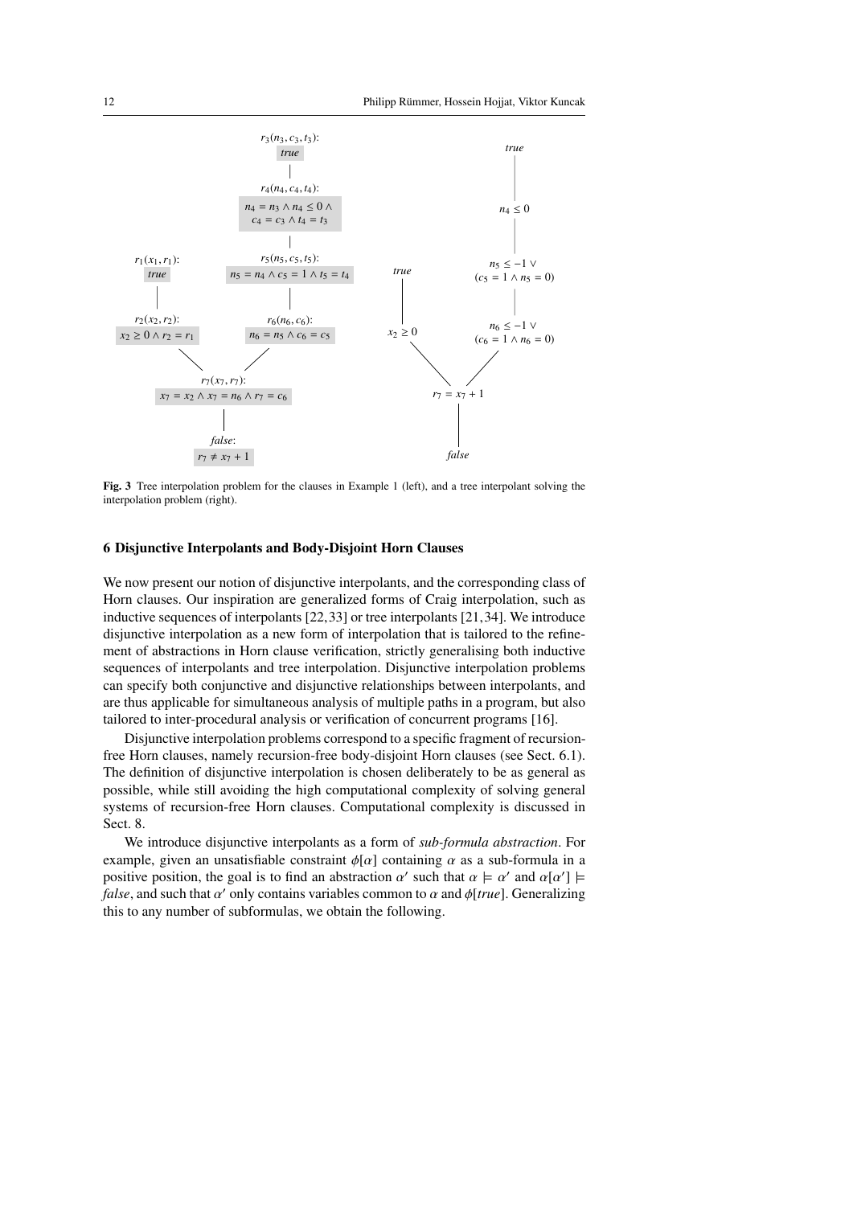Fig. 3 Tree interpolation problem for the clauses in Example 1 (left), and a tree interpolant solving the interpolation problem (right).

## 6 Disjunctive Interpolants and Body-Disjoint Horn Clauses

We now present our notion of disjunctive interpolants, and the corresponding class of Horn clauses. Our inspiration are generalized forms of Craig interpolation, such as inductive sequences of interpolants [22,33] or tree interpolants [21,34]. We introduce disjunctive interpolation as a new form of interpolation that is tailored to the refinement of abstractions in Horn clause verification, strictly generalising both inductive sequences of interpolants and tree interpolation. Disjunctive interpolation problems can specify both conjunctive and disjunctive relationships between interpolants, and are thus applicable for simultaneous analysis of multiple paths in a program, but also tailored to inter-procedural analysis or verification of concurrent programs [16].

Disjunctive interpolation problems correspond to a specific fragment of recursion-free Horn clauses, namely recursion-free body-disjoint Horn clauses (see Sect. 6.1). The definition of disjunctive interpolation is chosen deliberately to be as general as possible, while still avoiding the high computational complexity of solving general systems of recursion-free Horn clauses. Computational complexity is discussed in Sect. 8.

We introduce disjunctive interpolants as a form of *sub-formula abstraction*. For example, given an unsatisfiable constraint $\phi[\alpha]$ containing $\alpha$ as a sub-formula in a positive position, the goal is to find an abstraction $\alpha'$ such that $\alpha \models \alpha'$ and $\alpha[\alpha'] \models$ *false*, and such that $\alpha'$ only contains variables common to $\alpha$ and $\phi[true]$. Generalizing this to any number of subformulas, we obtain the following.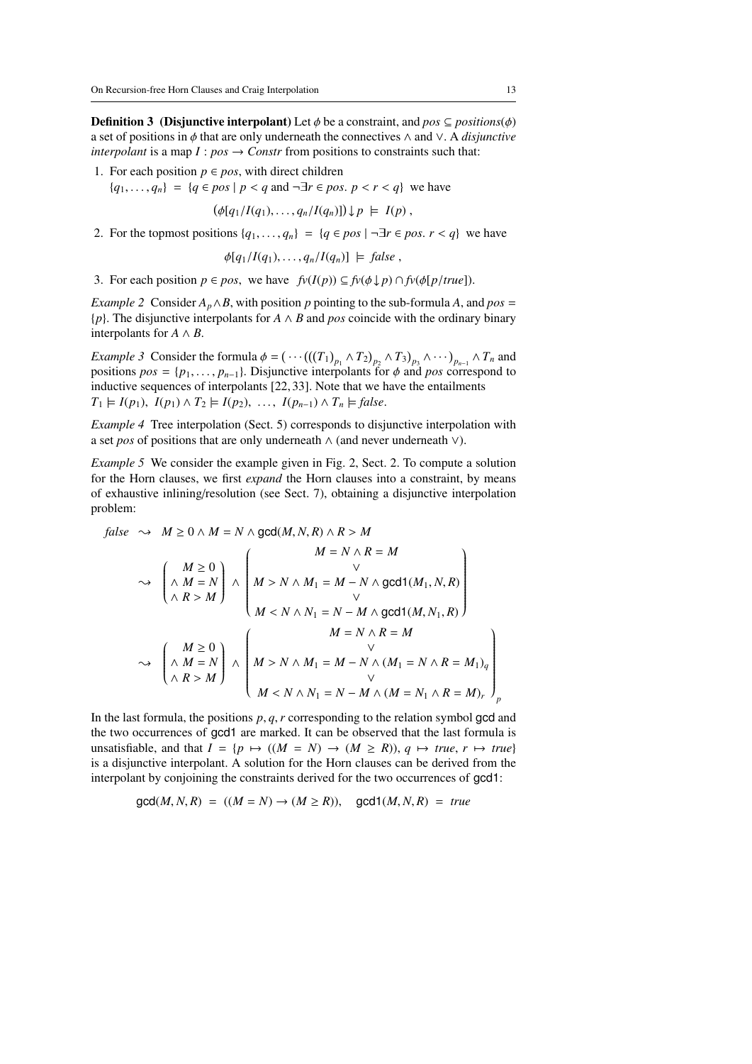**Definition 3 (Disjunctive interpolant)** Let $\phi$ be a constraint, and $pos \subseteq positions(\phi)$ a set of positions in $\phi$ that are only underneath the connectives $\wedge$ and $\vee$. A *disjunctive interpolant* is a map $I : pos \to Constr$ from positions to constraints such that:

1. For each position $p \in pos$, with direct children $\{q_1, \ldots, q_n\} = \{q \in pos \mid p < q \text{ and } \neg\exists r \in pos.\ p < r < q\}$ we have
$$(\phi[q_1/I(q_1), \ldots, q_n/I(q_n)]) \downarrow p \ \models\ I(p)\ ,$$
2. For the topmost positions $\{q_1, \ldots, q_n\} = \{q \in pos \mid \neg\exists r \in pos.\ r < q\}$ we have
$$\phi[q_1/I(q_1), \ldots, q_n/I(q_n)] \ \models\ \mathit{false}\ ,$$
3. For each position $p \in pos$, we have $fv(I(p)) \subseteq fv(\phi \downarrow p) \cap fv(\phi[p/true])$.

*Example 2* Consider $A_p \wedge B$, with position $p$ pointing to the sub-formula $A$, and $pos = \{p\}$. The disjunctive interpolants for $A \wedge B$ and $pos$ coincide with the ordinary binary interpolants for $A \wedge B$.

*Example 3* Consider the formula $\phi = (\cdots(((T_1)_{p_1} \wedge T_2)_{p_2} \wedge T_3)_{p_3} \wedge \cdots)_{p_{n-1}} \wedge T_n$ and positions $pos = \{p_1, \ldots, p_{n-1}\}$. Disjunctive interpolants for $\phi$ and $pos$ correspond to inductive sequences of interpolants [22, 33]. Note that we have the entailments $T_1 \models I(p_1),\ I(p_1) \wedge T_2 \models I(p_2),\ \ldots,\ I(p_{n-1}) \wedge T_n \models \mathit{false}$.

*Example 4* Tree interpolation (Sect. 5) corresponds to disjunctive interpolation with a set $pos$ of positions that are only underneath $\wedge$ (and never underneath $\vee$).

*Example 5* We consider the example given in Fig. 2, Sect. 2. To compute a solution for the Horn clauses, we first *expand* the Horn clauses into a constraint, by means of exhaustive inlining/resolution (see Sect. 7), obtaining a disjunctive interpolation problem:

$$\mathit{false} \ \rightsquigarrow\ M \geq 0 \wedge M = N \wedge \mathsf{gcd}(M, N, R) \wedge R > M$$

$$\rightsquigarrow\ \begin{pmatrix} M \geq 0 \\ \wedge\ M = N \\ \wedge\ R > M \end{pmatrix} \wedge \begin{pmatrix} M = N \wedge R = M \\ \vee \\ M > N \wedge M_1 = M - N \wedge \mathsf{gcd1}(M_1, N, R) \\ \vee \\ M < N \wedge N_1 = N - M \wedge \mathsf{gcd1}(M, N_1, R) \end{pmatrix}$$

$$\rightsquigarrow\ \begin{pmatrix} M \geq 0 \\ \wedge\ M = N \\ \wedge\ R > M \end{pmatrix} \wedge \begin{pmatrix} M = N \wedge R = M \\ \vee \\ M > N \wedge M_1 = M - N \wedge (M_1 = N \wedge R = M_1)_q \\ \vee \\ M < N \wedge N_1 = N - M \wedge (M = N_1 \wedge R = M)_r \end{pmatrix}_p$$

In the last formula, the positions $p, q, r$ corresponding to the relation symbol $\mathsf{gcd}$ and the two occurrences of $\mathsf{gcd1}$ are marked. It can be observed that the last formula is unsatisfiable, and that $I = \{p \mapsto ((M = N) \to (M \geq R)),\ q \mapsto \mathit{true},\ r \mapsto \mathit{true}\}$ is a disjunctive interpolant. A solution for the Horn clauses can be derived from the interpolant by conjoining the constraints derived for the two occurrences of $\mathsf{gcd1}$:

$$\mathsf{gcd}(M, N, R)\ =\ ((M = N) \to (M \geq R)), \quad \mathsf{gcd1}(M, N, R)\ =\ \mathit{true}$$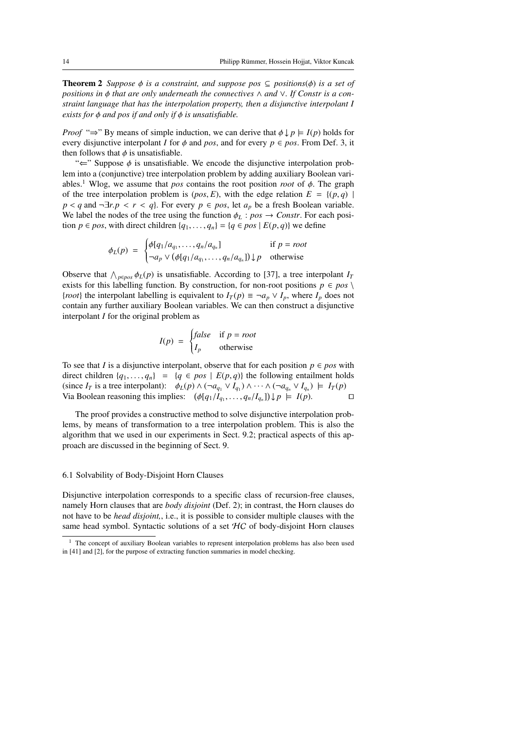**Theorem 2** *Suppose $\phi$ is a constraint, and suppose $pos \subseteq positions(\phi)$ is a set of positions in $\phi$ that are only underneath the connectives $\wedge$ and $\vee$. If Constr is a constraint language that has the interpolation property, then a disjunctive interpolant $I$ exists for $\phi$ and pos if and only if $\phi$ is unsatisfiable.*

*Proof* "$\Rightarrow$" By means of simple induction, we can derive that $\phi \downarrow p \models I(p)$ holds for every disjunctive interpolant $I$ for $\phi$ and *pos*, and for every $p \in pos$. From Def. 3, it then follows that $\phi$ is unsatisfiable.

"$\Leftarrow$" Suppose $\phi$ is unsatisfiable. We encode the disjunctive interpolation problem into a (conjunctive) tree interpolation problem by adding auxiliary Boolean variables.[1] Wlog, we assume that *pos* contains the root position *root* of $\phi$. The graph of the tree interpolation problem is $(pos, E)$, with the edge relation $E = \{(p, q) \mid p < q \text{ and } \neg\exists r. p < r < q\}$. For every $p \in pos$, let $a_p$ be a fresh Boolean variable. We label the nodes of the tree using the function $\phi_L : pos \to Constr$. For each position $p \in pos$, with direct children $\{q_1, \ldots, q_n\} = \{q \in pos \mid E(p, q)\}$ we define

$$\phi_L(p) = \begin{cases} \phi[q_1/a_{q_1}, \ldots, q_n/a_{q_n}] & \text{if } p = root \\ \neg a_p \vee (\phi[q_1/a_{q_1}, \ldots, q_n/a_{q_n}]) \downarrow p & \text{otherwise} \end{cases}$$

Observe that $\bigwedge_{p \in pos} \phi_L(p)$ is unsatisfiable. According to [37], a tree interpolant $I_T$ exists for this labelling function. By construction, for non-root positions $p \in pos \setminus \{root\}$ the interpolant labelling is equivalent to $I_T(p) \equiv \neg a_p \vee I_p$, where $I_p$ does not contain any further auxiliary Boolean variables. We can then construct a disjunctive interpolant $I$ for the original problem as

$$I(p) = \begin{cases} false & \text{if } p = root \\ I_p & \text{otherwise} \end{cases}$$

To see that $I$ is a disjunctive interpolant, observe that for each position $p \in pos$ with direct children $\{q_1, \ldots, q_n\} = \{q \in pos \mid E(p, q)\}$ the following entailment holds (since $I_T$ is a tree interpolant): $\phi_L(p) \wedge (\neg a_{q_1} \vee I_{q_1}) \wedge \cdots \wedge (\neg a_{q_n} \vee I_{q_n}) \models I_T(p)$
Via Boolean reasoning this implies: $(\phi[q_1/I_{q_1}, \ldots, q_n/I_{q_n}]) \downarrow p \models I(p)$. $\square$

The proof provides a constructive method to solve disjunctive interpolation problems, by means of transformation to a tree interpolation problem. This is also the algorithm that we used in our experiments in Sect. 9.2; practical aspects of this approach are discussed in the beginning of Sect. 9.

### 6.1 Solvability of Body-Disjoint Horn Clauses

Disjunctive interpolation corresponds to a specific class of recursion-free clauses, namely Horn clauses that are *body disjoint* (Def. 2); in contrast, the Horn clauses do not have to be *head disjoint,*, i.e., it is possible to consider multiple clauses with the same head symbol. Syntactic solutions of a set $\mathcal{HC}$ of body-disjoint Horn clauses

[1] The concept of auxiliary Boolean variables to represent interpolation problems has also been used in [41] and [2], for the purpose of extracting function summaries in model checking.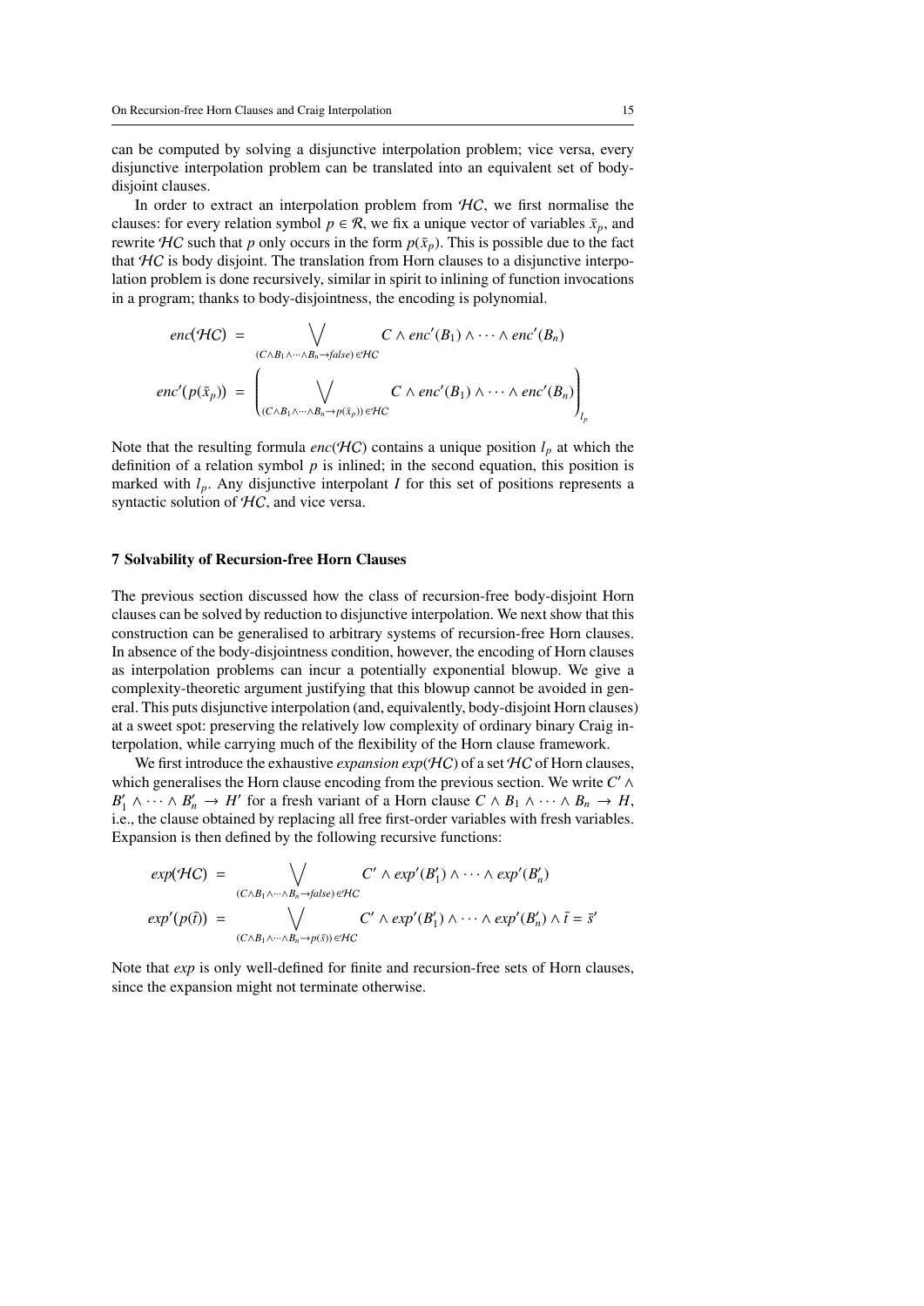can be computed by solving a disjunctive interpolation problem; vice versa, every disjunctive interpolation problem can be translated into an equivalent set of body-disjoint clauses.

In order to extract an interpolation problem from $\mathcal{HC}$, we first normalise the clauses: for every relation symbol $p \in \mathcal{R}$, we fix a unique vector of variables $\bar{x}_p$, and rewrite $\mathcal{HC}$ such that $p$ only occurs in the form $p(\bar{x}_p)$. This is possible due to the fact that $\mathcal{HC}$ is body disjoint. The translation from Horn clauses to a disjunctive interpolation problem is done recursively, similar in spirit to inlining of function invocations in a program; thanks to body-disjointness, the encoding is polynomial.

$$
\begin{aligned}
\mathit{enc}(\mathcal{HC}) &= \bigvee_{(C \wedge B_1 \wedge \cdots \wedge B_n \to \mathit{false}) \in \mathcal{HC}} C \wedge \mathit{enc}'(B_1) \wedge \cdots \wedge \mathit{enc}'(B_n) \\
\mathit{enc}'(p(\bar{x}_p)) &= \left( \bigvee_{(C \wedge B_1 \wedge \cdots \wedge B_n \to p(\bar{x}_p)) \in \mathcal{HC}} C \wedge \mathit{enc}'(B_1) \wedge \cdots \wedge \mathit{enc}'(B_n) \right)_{l_p}
\end{aligned}
$$

Note that the resulting formula $\mathit{enc}(\mathcal{HC})$ contains a unique position $l_p$ at which the definition of a relation symbol $p$ is inlined; in the second equation, this position is marked with $l_p$. Any disjunctive interpolant $I$ for this set of positions represents a syntactic solution of $\mathcal{HC}$, and vice versa.

## 7 Solvability of Recursion-free Horn Clauses

The previous section discussed how the class of recursion-free body-disjoint Horn clauses can be solved by reduction to disjunctive interpolation. We next show that this construction can be generalised to arbitrary systems of recursion-free Horn clauses. In absence of the body-disjointness condition, however, the encoding of Horn clauses as interpolation problems can incur a potentially exponential blowup. We give a complexity-theoretic argument justifying that this blowup cannot be avoided in general. This puts disjunctive interpolation (and, equivalently, body-disjoint Horn clauses) at a sweet spot: preserving the relatively low complexity of ordinary binary Craig interpolation, while carrying much of the flexibility of the Horn clause framework.

We first introduce the exhaustive *expansion* $\mathit{exp}(\mathcal{HC})$ of a set $\mathcal{HC}$ of Horn clauses, which generalises the Horn clause encoding from the previous section. We write $C' \wedge B'_1 \wedge \cdots \wedge B'_n \to H'$ for a fresh variant of a Horn clause $C \wedge B_1 \wedge \cdots \wedge B_n \to H$, i.e., the clause obtained by replacing all free first-order variables with fresh variables. Expansion is then defined by the following recursive functions:

$$
\begin{aligned}
\mathit{exp}(\mathcal{HC}) &= \bigvee_{(C \wedge B_1 \wedge \cdots \wedge B_n \to \mathit{false}) \in \mathcal{HC}} C' \wedge \mathit{exp}'(B'_1) \wedge \cdots \wedge \mathit{exp}'(B'_n) \\
\mathit{exp}'(p(\bar{t})) &= \bigvee_{(C \wedge B_1 \wedge \cdots \wedge B_n \to p(\bar{s})) \in \mathcal{HC}} C' \wedge \mathit{exp}'(B'_1) \wedge \cdots \wedge \mathit{exp}'(B'_n) \wedge \bar{t} = \bar{s}'
\end{aligned}
$$

Note that $\mathit{exp}$ is only well-defined for finite and recursion-free sets of Horn clauses, since the expansion might not terminate otherwise.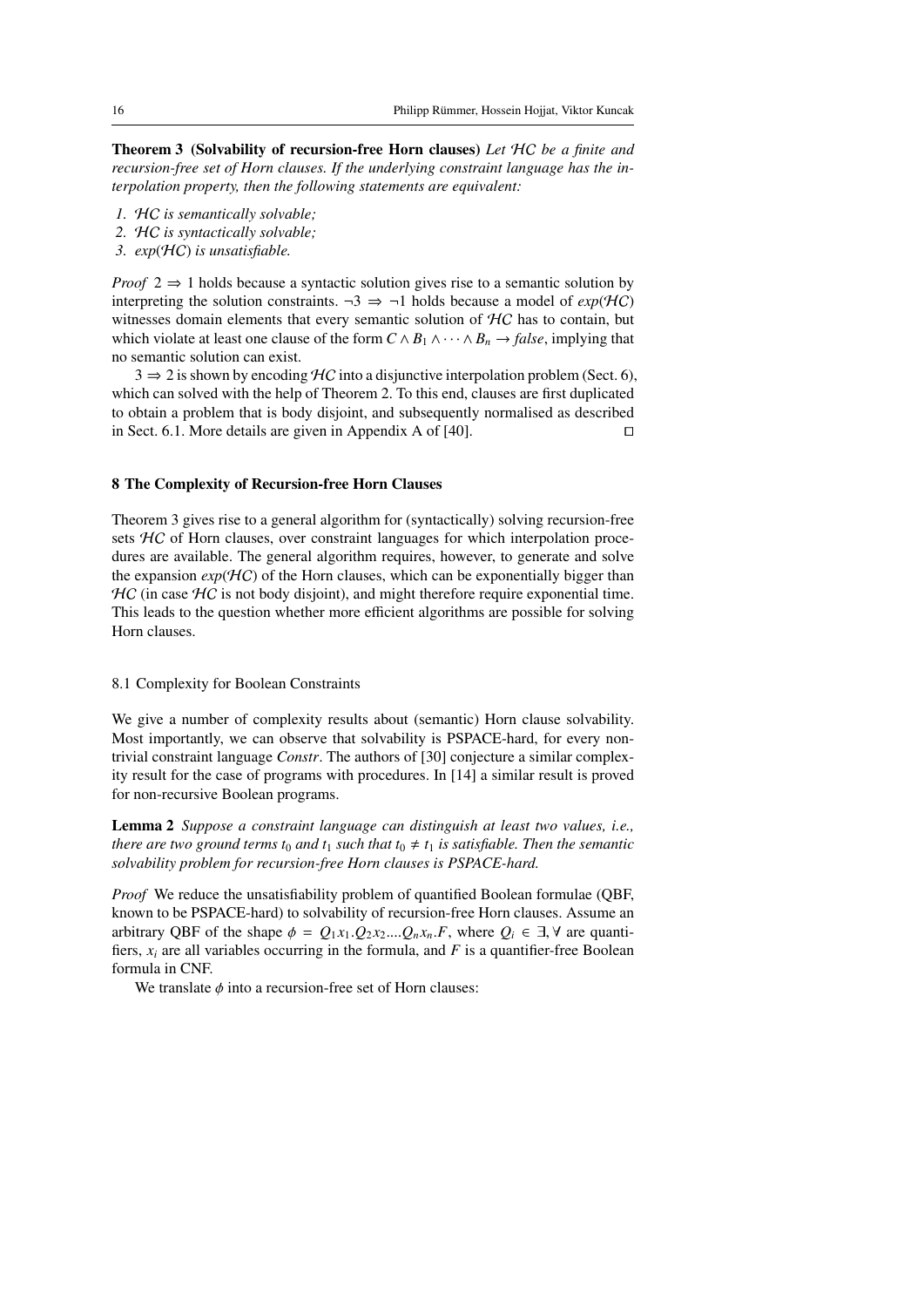**Theorem 3 (Solvability of recursion-free Horn clauses)** *Let $\mathcal{HC}$ be a finite and recursion-free set of Horn clauses. If the underlying constraint language has the interpolation property, then the following statements are equivalent:*

1. *$\mathcal{HC}$ is semantically solvable;*
2. *$\mathcal{HC}$ is syntactically solvable;*
3. *$exp(\mathcal{HC})$ is unsatisfiable.*

*Proof* $2 \Rightarrow 1$ holds because a syntactic solution gives rise to a semantic solution by interpreting the solution constraints. $\neg 3 \Rightarrow \neg 1$ holds because a model of $exp(\mathcal{HC})$ witnesses domain elements that every semantic solution of $\mathcal{HC}$ has to contain, but which violate at least one clause of the form $C \wedge B_1 \wedge \cdots \wedge B_n \rightarrow false$, implying that no semantic solution can exist.

$3 \Rightarrow 2$ is shown by encoding $\mathcal{HC}$ into a disjunctive interpolation problem (Sect. 6), which can solved with the help of Theorem 2. To this end, clauses are first duplicated to obtain a problem that is body disjoint, and subsequently normalised as described in Sect. 6.1. More details are given in Appendix A of [40]. □

## 8 The Complexity of Recursion-free Horn Clauses

Theorem 3 gives rise to a general algorithm for (syntactically) solving recursion-free sets $\mathcal{HC}$ of Horn clauses, over constraint languages for which interpolation procedures are available. The general algorithm requires, however, to generate and solve the expansion $exp(\mathcal{HC})$ of the Horn clauses, which can be exponentially bigger than $\mathcal{HC}$ (in case $\mathcal{HC}$ is not body disjoint), and might therefore require exponential time. This leads to the question whether more efficient algorithms are possible for solving Horn clauses.

### 8.1 Complexity for Boolean Constraints

We give a number of complexity results about (semantic) Horn clause solvability. Most importantly, we can observe that solvability is PSPACE-hard, for every non-trivial constraint language *Constr*. The authors of [30] conjecture a similar complexity result for the case of programs with procedures. In [14] a similar result is proved for non-recursive Boolean programs.

**Lemma 2** *Suppose a constraint language can distinguish at least two values, i.e., there are two ground terms $t_0$ and $t_1$ such that $t_0 \neq t_1$ is satisfiable. Then the semantic solvability problem for recursion-free Horn clauses is PSPACE-hard.*

*Proof* We reduce the unsatisfiability problem of quantified Boolean formulae (QBF, known to be PSPACE-hard) to solvability of recursion-free Horn clauses. Assume an arbitrary QBF of the shape $\phi = Q_1 x_1.Q_2 x_2 \ldots Q_n x_n.F$, where $Q_i \in \exists, \forall$ are quantifiers, $x_i$ are all variables occurring in the formula, and $F$ is a quantifier-free Boolean formula in CNF.

We translate $\phi$ into a recursion-free set of Horn clauses: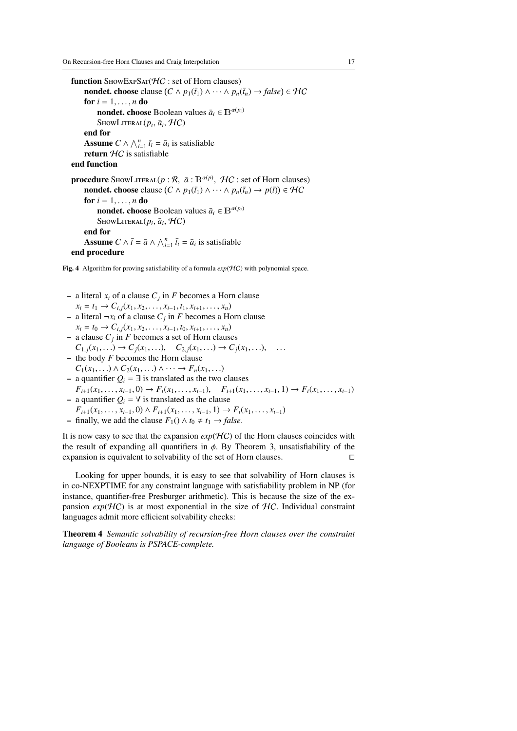```
function ShowExpSat(HC : set of Horn clauses)
    nondet. choose clause (C ∧ p_1(t̄_1) ∧ ··· ∧ p_n(t̄_n) → false) ∈ HC
    for i = 1, ..., n do
        nondet. choose Boolean values ā_i ∈ B^{α(p_i)}
        ShowLiteral(p_i, ā_i, HC)
    end for
    Assume C ∧ ⋀_{i=1}^{n} t̄_i = ā_i is satisfiable
    return HC is satisfiable
end function

procedure ShowLiteral(p : R, ā : B^{α(p)}, HC : set of Horn clauses)
    nondet. choose clause (C ∧ p_1(t̄_1) ∧ ··· ∧ p_n(t̄_n) → p(t̄)) ∈ HC
    for i = 1, ..., n do
        nondet. choose Boolean values ā_i ∈ B^{α(p_i)}
        ShowLiteral(p_i, ā_i, HC)
    end for
    Assume C ∧ t̄ = ā ∧ ⋀_{i=1}^{n} t̄_i = ā_i is satisfiable
end procedure
```

**Fig. 4** Algorithm for proving satisfiability of a formula $exp(\mathcal{HC})$ with polynomial space.

- a literal $x_i$ of a clause $C_j$ in $F$ becomes a Horn clause
  $x_i = t_1 \rightarrow C_{i,j}(x_1, x_2, \ldots, x_{i-1}, t_1, x_{i+1}, \ldots, x_n)$
- a literal $\neg x_i$ of a clause $C_j$ in $F$ becomes a Horn clause
  $x_i = t_0 \rightarrow C_{i,j}(x_1, x_2, \ldots, x_{i-1}, t_0, x_{i+1}, \ldots, x_n)$
- a clause $C_j$ in $F$ becomes a set of Horn clauses
  $C_{1,j}(x_1, \ldots) \rightarrow C_j(x_1, \ldots), \quad C_{2,j}(x_1, \ldots) \rightarrow C_j(x_1, \ldots), \quad \ldots$
- the body $F$ becomes the Horn clause
  $C_1(x_1, \ldots) \wedge C_2(x_1, \ldots) \wedge \cdots \rightarrow F_n(x_1, \ldots)$
- a quantifier $Q_i = \exists$ is translated as the two clauses
  $F_{i+1}(x_1, \ldots, x_{i-1}, 0) \rightarrow F_i(x_1, \ldots, x_{i-1}), \quad F_{i+1}(x_1, \ldots, x_{i-1}, 1) \rightarrow F_i(x_1, \ldots, x_{i-1})$
- a quantifier $Q_i = \forall$ is translated as the clause
  $F_{i+1}(x_1, \ldots, x_{i-1}, 0) \wedge F_{i+1}(x_1, \ldots, x_{i-1}, 1) \rightarrow F_i(x_1, \ldots, x_{i-1})$
- finally, we add the clause $F_1() \wedge t_0 \neq t_1 \rightarrow \mathit{false}$.

It is now easy to see that the expansion $exp(\mathcal{HC})$ of the Horn clauses coincides with the result of expanding all quantifiers in $\phi$. By Theorem 3, unsatisfiability of the expansion is equivalent to solvability of the set of Horn clauses. □

Looking for upper bounds, it is easy to see that solvability of Horn clauses is in co-NEXPTIME for any constraint language with satisfiability problem in NP (for instance, quantifier-free Presburger arithmetic). This is because the size of the expansion $exp(\mathcal{HC})$ is at most exponential in the size of $\mathcal{HC}$. Individual constraint languages admit more efficient solvability checks:

**Theorem 4** *Semantic solvability of recursion-free Horn clauses over the constraint language of Booleans is PSPACE-complete.*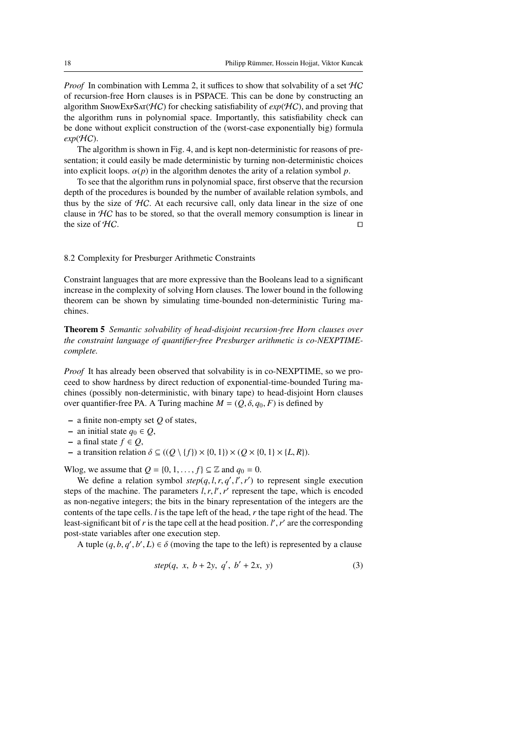*Proof* In combination with Lemma 2, it suffices to show that solvability of a set $\mathcal{HC}$ of recursion-free Horn clauses is in PSPACE. This can be done by constructing an algorithm ShowExpSat($\mathcal{HC}$) for checking satisfiability of $exp(\mathcal{HC})$, and proving that the algorithm runs in polynomial space. Importantly, this satisfiability check can be done without explicit construction of the (worst-case exponentially big) formula $exp(\mathcal{HC})$.

The algorithm is shown in Fig. 4, and is kept non-deterministic for reasons of presentation; it could easily be made deterministic by turning non-deterministic choices into explicit loops. $\alpha(p)$ in the algorithm denotes the arity of a relation symbol $p$.

To see that the algorithm runs in polynomial space, first observe that the recursion depth of the procedures is bounded by the number of available relation symbols, and thus by the size of $\mathcal{HC}$. At each recursive call, only data linear in the size of one clause in $\mathcal{HC}$ has to be stored, so that the overall memory consumption is linear in the size of $\mathcal{HC}$. □

### 8.2 Complexity for Presburger Arithmetic Constraints

Constraint languages that are more expressive than the Booleans lead to a significant increase in the complexity of solving Horn clauses. The lower bound in the following theorem can be shown by simulating time-bounded non-deterministic Turing machines.

**Theorem 5** *Semantic solvability of head-disjoint recursion-free Horn clauses over the constraint language of quantifier-free Presburger arithmetic is co-NEXPTIME-complete.*

*Proof* It has already been observed that solvability is in co-NEXPTIME, so we proceed to show hardness by direct reduction of exponential-time-bounded Turing machines (possibly non-deterministic, with binary tape) to head-disjoint Horn clauses over quantifier-free PA. A Turing machine $M = (Q, \delta, q_0, F)$ is defined by

- a finite non-empty set $Q$ of states,
- an initial state $q_0 \in Q$,
- a final state $f \in Q$,
- a transition relation $\delta \subseteq ((Q \setminus \{f\}) \times \{0, 1\}) \times (Q \times \{0, 1\} \times \{L, R\})$.

Wlog, we assume that $Q = \{0, 1, \ldots, f\} \subseteq \mathbb{Z}$ and $q_0 = 0$.

We define a relation symbol $step(q, l, r, q', l', r')$ to represent single execution steps of the machine. The parameters $l, r, l', r'$ represent the tape, which is encoded as non-negative integers; the bits in the binary representation of the integers are the contents of the tape cells. $l$ is the tape left of the head, $r$ the tape right of the head. The least-significant bit of $r$ is the tape cell at the head position. $l', r'$ are the corresponding post-state variables after one execution step.

A tuple $(q, b, q', b', L) \in \delta$ (moving the tape to the left) is represented by a clause

$$step(q,\ x,\ b + 2y,\ q',\ b' + 2x,\ y) \tag{3}$$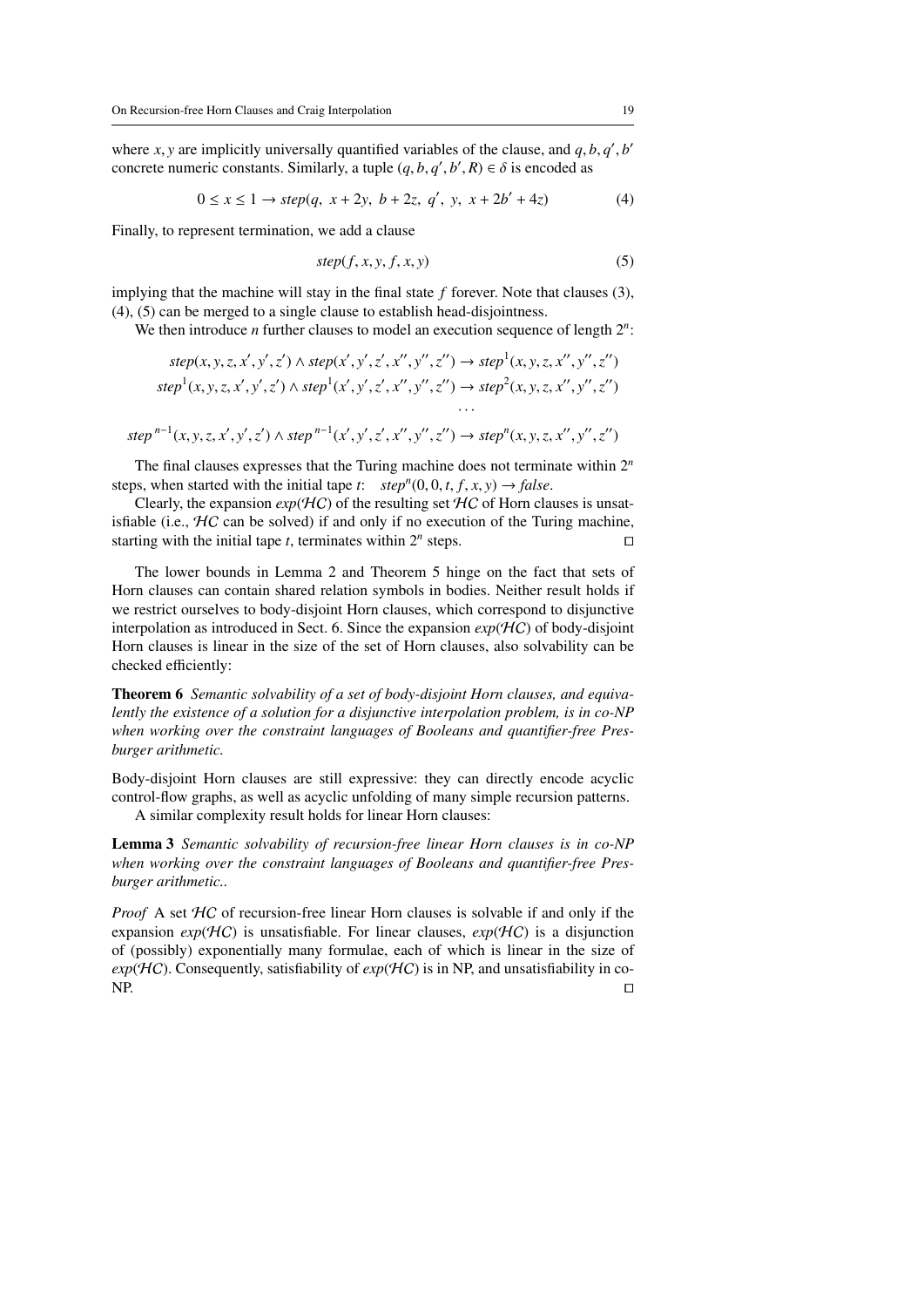where $x, y$ are implicitly universally quantified variables of the clause, and $q, b, q', b'$ concrete numeric constants. Similarly, a tuple $(q, b, q', b', R) \in \delta$ is encoded as

$$0 \leq x \leq 1 \rightarrow step(q,\ x + 2y,\ b + 2z,\ q',\ y,\ x + 2b' + 4z) \tag{4}$$

Finally, to represent termination, we add a clause

$$step(f, x, y, f, x, y) \tag{5}$$

implying that the machine will stay in the final state $f$ forever. Note that clauses (3), (4), (5) can be merged to a single clause to establish head-disjointness.

We then introduce $n$ further clauses to model an execution sequence of length $2^n$:

$$step(x, y, z, x', y', z') \wedge step(x', y', z', x'', y'', z'') \rightarrow step^1(x, y, z, x'', y'', z'')$$
$$step^1(x, y, z, x', y', z') \wedge step^1(x', y', z', x'', y'', z'') \rightarrow step^2(x, y, z, x'', y'', z'')$$
$$\cdots$$
$$step^{n-1}(x, y, z, x', y', z') \wedge step^{n-1}(x', y', z', x'', y'', z'') \rightarrow step^n(x, y, z, x'', y'', z'')$$

The final clauses expresses that the Turing machine does not terminate within $2^n$ steps, when started with the initial tape $t$: $\quad step^n(0, 0, t, f, x, y) \rightarrow false$.

Clearly, the expansion $exp(\mathcal{HC})$ of the resulting set $\mathcal{HC}$ of Horn clauses is unsatisfiable (i.e., $\mathcal{HC}$ can be solved) if and only if no execution of the Turing machine, starting with the initial tape $t$, terminates within $2^n$ steps. $\square$

The lower bounds in Lemma 2 and Theorem 5 hinge on the fact that sets of Horn clauses can contain shared relation symbols in bodies. Neither result holds if we restrict ourselves to body-disjoint Horn clauses, which correspond to disjunctive interpolation as introduced in Sect. 6. Since the expansion $exp(\mathcal{HC})$ of body-disjoint Horn clauses is linear in the size of the set of Horn clauses, also solvability can be checked efficiently:

**Theorem 6** *Semantic solvability of a set of body-disjoint Horn clauses, and equivalently the existence of a solution for a disjunctive interpolation problem, is in co-NP when working over the constraint languages of Booleans and quantifier-free Presburger arithmetic.*

Body-disjoint Horn clauses are still expressive: they can directly encode acyclic control-flow graphs, as well as acyclic unfolding of many simple recursion patterns.

A similar complexity result holds for linear Horn clauses:

**Lemma 3** *Semantic solvability of recursion-free linear Horn clauses is in co-NP when working over the constraint languages of Booleans and quantifier-free Presburger arithmetic..*

*Proof* A set $\mathcal{HC}$ of recursion-free linear Horn clauses is solvable if and only if the expansion $exp(\mathcal{HC})$ is unsatisfiable. For linear clauses, $exp(\mathcal{HC})$ is a disjunction of (possibly) exponentially many formulae, each of which is linear in the size of $exp(\mathcal{HC})$. Consequently, satisfiability of $exp(\mathcal{HC})$ is in NP, and unsatisfiability in co-NP. $\square$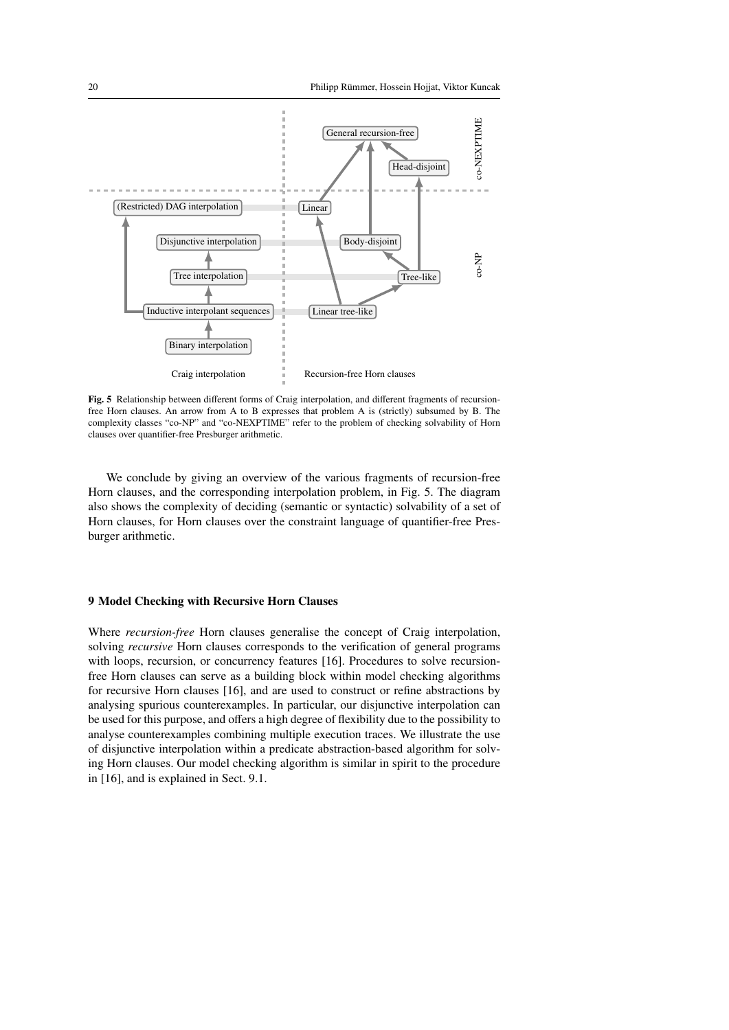**Fig. 5** Relationship between different forms of Craig interpolation, and different fragments of recursion-free Horn clauses. An arrow from A to B expresses that problem A is (strictly) subsumed by B. The complexity classes "co-NP" and "co-NEXPTIME" refer to the problem of checking solvability of Horn clauses over quantifier-free Presburger arithmetic.

We conclude by giving an overview of the various fragments of recursion-free Horn clauses, and the corresponding interpolation problem, in Fig. 5. The diagram also shows the complexity of deciding (semantic or syntactic) solvability of a set of Horn clauses, for Horn clauses over the constraint language of quantifier-free Presburger arithmetic.

## 9 Model Checking with Recursive Horn Clauses

Where *recursion-free* Horn clauses generalise the concept of Craig interpolation, solving *recursive* Horn clauses corresponds to the verification of general programs with loops, recursion, or concurrency features [16]. Procedures to solve recursion-free Horn clauses can serve as a building block within model checking algorithms for recursive Horn clauses [16], and are used to construct or refine abstractions by analysing spurious counterexamples. In particular, our disjunctive interpolation can be used for this purpose, and offers a high degree of flexibility due to the possibility to analyse counterexamples combining multiple execution traces. We illustrate the use of disjunctive interpolation within a predicate abstraction-based algorithm for solving Horn clauses. Our model checking algorithm is similar in spirit to the procedure in [16], and is explained in Sect. 9.1.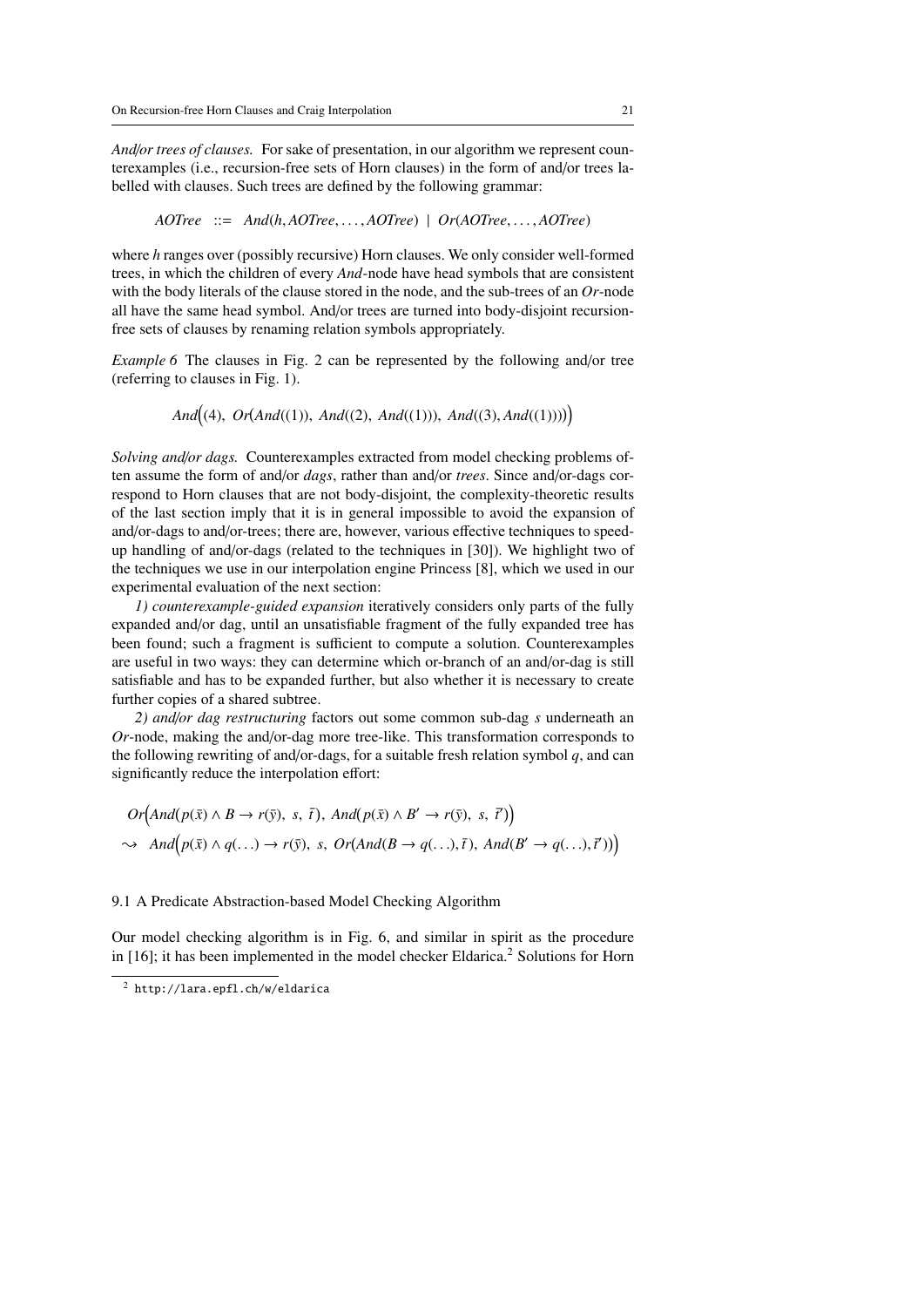*And/or trees of clauses.* For sake of presentation, in our algorithm we represent counterexamples (i.e., recursion-free sets of Horn clauses) in the form of and/or trees labelled with clauses. Such trees are defined by the following grammar:

$$AOTree \ ::= \ And(h, AOTree, \ldots, AOTree) \ | \ Or(AOTree, \ldots, AOTree)$$

where $h$ ranges over (possibly recursive) Horn clauses. We only consider well-formed trees, in which the children of every *And*-node have head symbols that are consistent with the body literals of the clause stored in the node, and the sub-trees of an *Or*-node all have the same head symbol. And/or trees are turned into body-disjoint recursion-free sets of clauses by renaming relation symbols appropriately.

*Example 6* The clauses in Fig. 2 can be represented by the following and/or tree (referring to clauses in Fig. 1).

$$And\Big((4),\ Or(And((1)),\ And((2),\ And((1))),\ And((3), And((1))))\Big)$$

*Solving and/or dags.* Counterexamples extracted from model checking problems often assume the form of and/or *dags*, rather than and/or *trees*. Since and/or-dags correspond to Horn clauses that are not body-disjoint, the complexity-theoretic results of the last section imply that it is in general impossible to avoid the expansion of and/or-dags to and/or-trees; there are, however, various effective techniques to speed-up handling of and/or-dags (related to the techniques in [30]). We highlight two of the techniques we use in our interpolation engine Princess [8], which we used in our experimental evaluation of the next section:

*1) counterexample-guided expansion* iteratively considers only parts of the fully expanded and/or dag, until an unsatisfiable fragment of the fully expanded tree has been found; such a fragment is sufficient to compute a solution. Counterexamples are useful in two ways: they can determine which or-branch of an and/or-dag is still satisfiable and has to be expanded further, but also whether it is necessary to create further copies of a shared subtree.

*2) and/or dag restructuring* factors out some common sub-dag $s$ underneath an *Or*-node, making the and/or-dag more tree-like. This transformation corresponds to the following rewriting of and/or-dags, for a suitable fresh relation symbol $q$, and can significantly reduce the interpolation effort:

$$\begin{aligned}
&Or\Big(And(p(\bar{x}) \wedge B \rightarrow r(\bar{y}),\ s,\ \bar{t}),\ And(p(\bar{x}) \wedge B' \rightarrow r(\bar{y}),\ s,\ \bar{t}')\Big) \\
\rightsquigarrow\ \ &And\Big(p(\bar{x}) \wedge q(\ldots) \rightarrow r(\bar{y}),\ s,\ Or(And(B \rightarrow q(\ldots), \bar{t}),\ And(B' \rightarrow q(\ldots), \bar{t}'))\Big)
\end{aligned}$$

### 9.1 A Predicate Abstraction-based Model Checking Algorithm

Our model checking algorithm is in Fig. 6, and similar in spirit as the procedure in [16]; it has been implemented in the model checker Eldarica.[2] Solutions for Horn

[2] http://lara.epfl.ch/w/eldarica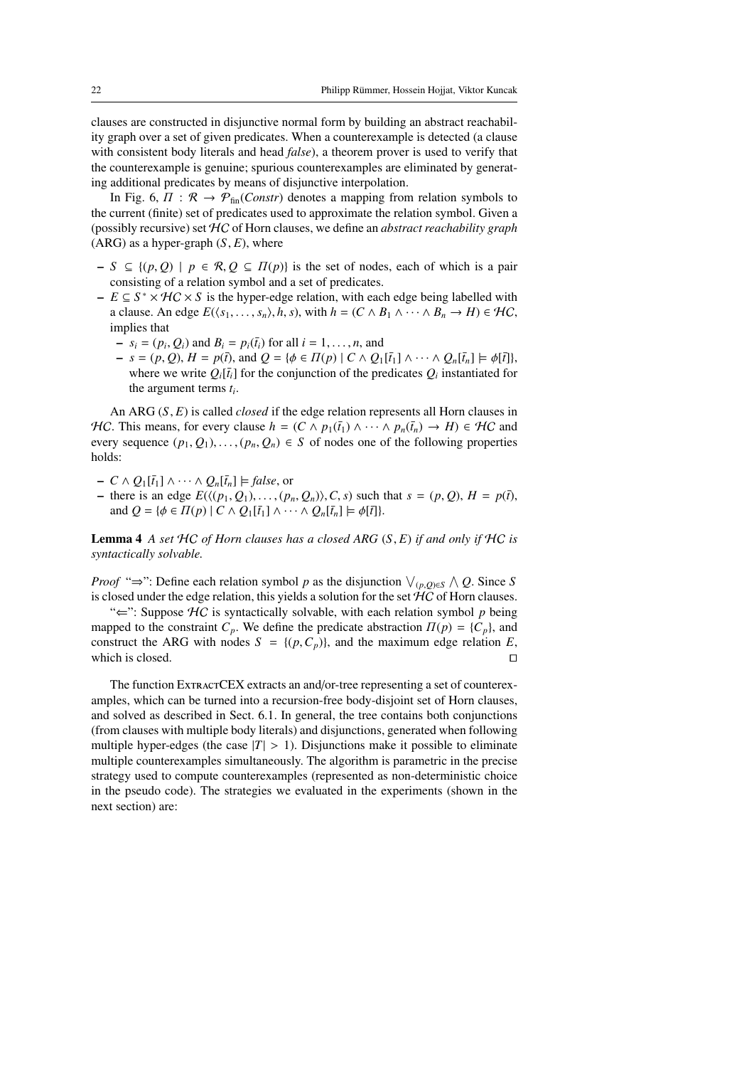clauses are constructed in disjunctive normal form by building an abstract reachability graph over a set of given predicates. When a counterexample is detected (a clause with consistent body literals and head *false*), a theorem prover is used to verify that the counterexample is genuine; spurious counterexamples are eliminated by generating additional predicates by means of disjunctive interpolation.

In Fig. 6, $\Pi : \mathcal{R} \rightarrow \mathcal{P}_{\text{fin}}(\mathit{Constr})$ denotes a mapping from relation symbols to the current (finite) set of predicates used to approximate the relation symbol. Given a (possibly recursive) set $\mathcal{HC}$ of Horn clauses, we define an *abstract reachability graph* (ARG) as a hyper-graph $(S, E)$, where

- $S \subseteq \{(p, Q) \mid p \in \mathcal{R}, Q \subseteq \Pi(p)\}$ is the set of nodes, each of which is a pair consisting of a relation symbol and a set of predicates.
- $E \subseteq S^* \times \mathcal{HC} \times S$ is the hyper-edge relation, with each edge being labelled with a clause. An edge $E(\langle s_1, \ldots, s_n \rangle, h, s)$, with $h = (C \wedge B_1 \wedge \cdots \wedge B_n \rightarrow H) \in \mathcal{HC}$, implies that
  - $s_i = (p_i, Q_i)$ and $B_i = p_i(\bar{t}_i)$ for all $i = 1, \ldots, n$, and
  - $s = (p, Q)$, $H = p(\bar{t})$, and $Q = \{\phi \in \Pi(p) \mid C \wedge Q_1[\bar{t}_1] \wedge \cdots \wedge Q_n[\bar{t}_n] \models \phi[\bar{t}]\}$, where we write $Q_i[\bar{t}_i]$ for the conjunction of the predicates $Q_i$ instantiated for the argument terms $t_i$.

An ARG $(S, E)$ is called *closed* if the edge relation represents all Horn clauses in $\mathcal{HC}$. This means, for every clause $h = (C \wedge p_1(\bar{t}_1) \wedge \cdots \wedge p_n(\bar{t}_n) \rightarrow H) \in \mathcal{HC}$ and every sequence $(p_1, Q_1), \ldots, (p_n, Q_n) \in S$ of nodes one of the following properties holds:

- $C \wedge Q_1[\bar{t}_1] \wedge \cdots \wedge Q_n[\bar{t}_n] \models \mathit{false}$, or
- there is an edge $E(\langle (p_1, Q_1), \ldots, (p_n, Q_n) \rangle, C, s)$ such that $s = (p, Q)$, $H = p(\bar{t})$, and $Q = \{\phi \in \Pi(p) \mid C \wedge Q_1[\bar{t}_1] \wedge \cdots \wedge Q_n[\bar{t}_n] \models \phi[\bar{t}]\}$.

**Lemma 4** *A set $\mathcal{HC}$ of Horn clauses has a closed ARG $(S, E)$ if and only if $\mathcal{HC}$ is syntactically solvable.*

*Proof* "$\Rightarrow$": Define each relation symbol $p$ as the disjunction $\bigvee_{(p,Q) \in S} \bigwedge Q$. Since $S$ is closed under the edge relation, this yields a solution for the set $\mathcal{HC}$ of Horn clauses.

"$\Leftarrow$": Suppose $\mathcal{HC}$ is syntactically solvable, with each relation symbol $p$ being mapped to the constraint $C_p$. We define the predicate abstraction $\Pi(p) = \{C_p\}$, and construct the ARG with nodes $S = \{(p, C_p)\}$, and the maximum edge relation $E$, which is closed. $\square$

The function ExtractCEX extracts an and/or-tree representing a set of counterexamples, which can be turned into a recursion-free body-disjoint set of Horn clauses, and solved as described in Sect. 6.1. In general, the tree contains both conjunctions (from clauses with multiple body literals) and disjunctions, generated when following multiple hyper-edges (the case $|T| > 1$). Disjunctions make it possible to eliminate multiple counterexamples simultaneously. The algorithm is parametric in the precise strategy used to compute counterexamples (represented as non-deterministic choice in the pseudo code). The strategies we evaluated in the experiments (shown in the next section) are: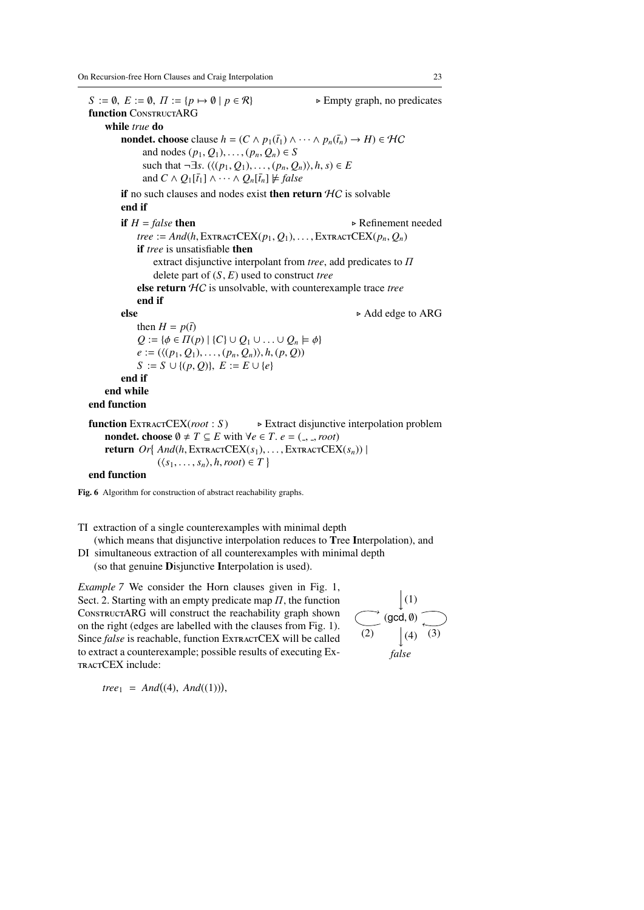```
S := ∅, E := ∅, Π := {p ↦ ∅ | p ∈ R}                    ▷ Empty graph, no predicates
function ConstructARG
    while true do
        nondet. choose clause h = (C ∧ p_1(t̄_1) ∧ ··· ∧ p_n(t̄_n) → H) ∈ HC
            and nodes (p_1, Q_1), ..., (p_n, Q_n) ∈ S
            such that ¬∃s. (⟨(p_1, Q_1), ..., (p_n, Q_n)⟩, h, s) ∈ E
            and C ∧ Q_1[t̄_1] ∧ ··· ∧ Q_n[t̄_n] ⊭ false
        if no such clauses and nodes exist then return HC is solvable
        end if
        if H = false then                                  ▷ Refinement needed
            tree := And(h, ExtractCEX(p_1, Q_1), ..., ExtractCEX(p_n, Q_n))
            if tree is unsatisfiable then
                extract disjunctive interpolant from tree, add predicates to Π
                delete part of (S, E) used to construct tree
            else return HC is unsolvable, with counterexample trace tree
            end if
        else                                               ▷ Add edge to ARG
            then H = p(t̄)
            Q := {φ ∈ Π(p) | {C} ∪ Q_1 ∪ ... ∪ Q_n ⊨ φ}
            e := (⟨(p_1, Q_1), ..., (p_n, Q_n)⟩, h, (p, Q))
            S := S ∪ {(p, Q)}, E := E ∪ {e}
        end if
    end while
end function

function ExtractCEX(root : S)          ▷ Extract disjunctive interpolation problem
    nondet. choose ∅ ≠ T ⊆ E with ∀e ∈ T. e = (_, _, root)
    return Or{ And(h, ExtractCEX(s_1), ..., ExtractCEX(s_n)) |
               (⟨s_1, ..., s_n⟩, h, root) ∈ T }
end function
```

**Fig. 6** Algorithm for construction of abstract reachability graphs.

TI extraction of a single counterexamples with minimal depth
(which means that disjunctive interpolation reduces to **T**ree **I**nterpolation), and

DI simultaneous extraction of all counterexamples with minimal depth
(so that genuine **D**isjunctive **I**nterpolation is used).

*Example 7* We consider the Horn clauses given in Fig. 1, Sect. 2. Starting with an empty predicate map $\Pi$, the function ConstructARG will construct the reachability graph shown on the right (edges are labelled with the clauses from Fig. 1). Since *false* is reachable, function ExtractCEX will be called to extract a counterexample; possible results of executing ExtractCEX include:

(Graph: edge (1) into node (gcd, ∅); self-loops (2) and (3) on (gcd, ∅); edge (4) from (gcd, ∅) to *false*.)

$$tree_1 \;=\; And\big((4),\ And((1))\big),$$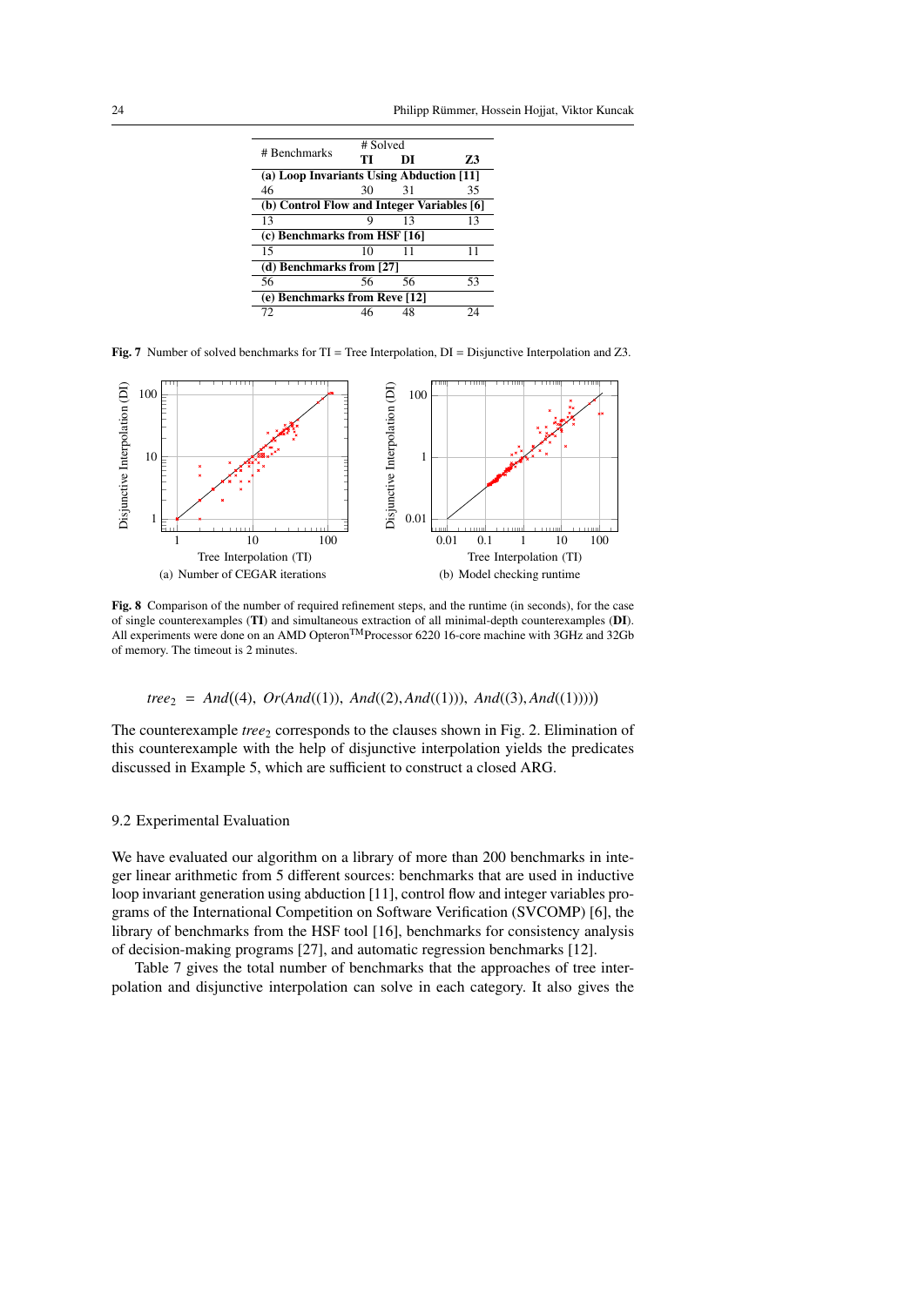| # Benchmarks | # Solved | | |
|---|---|---|---|
| | **TI** | **DI** | **Z3** |
| **(a) Loop Invariants Using Abduction [11]** | | | |
| 46 | 30 | 31 | 35 |
| **(b) Control Flow and Integer Variables [6]** | | | |
| 13 | 9 | 13 | 13 |
| **(c) Benchmarks from HSF [16]** | | | |
| 15 | 10 | 11 | 11 |
| **(d) Benchmarks from [27]** | | | |
| 56 | 56 | 56 | 53 |
| **(e) Benchmarks from Reve [12]** | | | |
| 72 | 46 | 48 | 24 |

**Fig. 7** Number of solved benchmarks for TI = Tree Interpolation, DI = Disjunctive Interpolation and Z3.

(a) Number of CEGAR iterations

(b) Model checking runtime

**Fig. 8** Comparison of the number of required refinement steps, and the runtime (in seconds), for the case of single counterexamples (**TI**) and simultaneous extraction of all minimal-depth counterexamples (**DI**). All experiments were done on an AMD Opteron$^{TM}$Processor 6220 16-core machine with 3GHz and 32Gb of memory. The timeout is 2 minutes.

$$tree_2 \;=\; And((4),\; Or(And((1)),\; And((2), And((1))),\; And((3), And((1))))))$$

The counterexample $tree_2$ corresponds to the clauses shown in Fig. 2. Elimination of this counterexample with the help of disjunctive interpolation yields the predicates discussed in Example 5, which are sufficient to construct a closed ARG.

### 9.2 Experimental Evaluation

We have evaluated our algorithm on a library of more than 200 benchmarks in integer linear arithmetic from 5 different sources: benchmarks that are used in inductive loop invariant generation using abduction [11], control flow and integer variables programs of the International Competition on Software Verification (SVCOMP) [6], the library of benchmarks from the HSF tool [16], benchmarks for consistency analysis of decision-making programs [27], and automatic regression benchmarks [12].

Table 7 gives the total number of benchmarks that the approaches of tree interpolation and disjunctive interpolation can solve in each category. It also gives the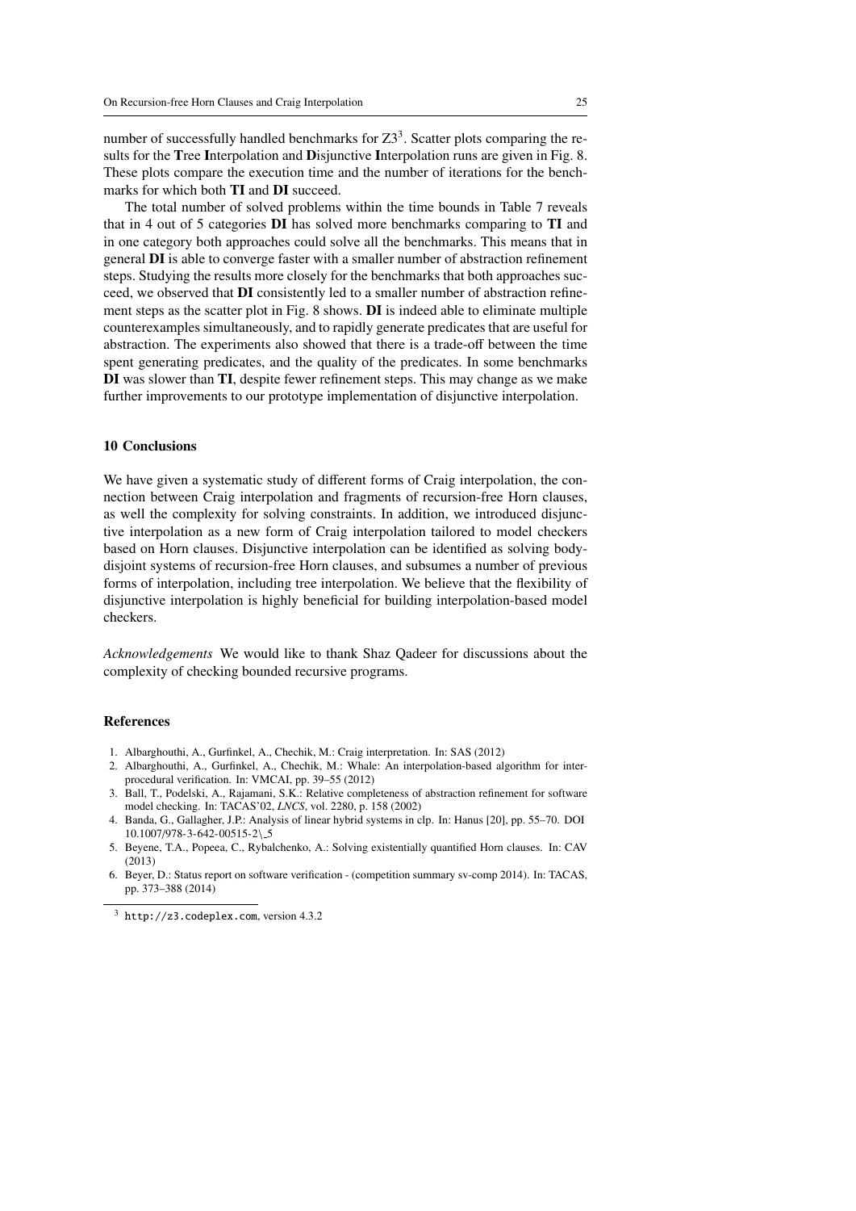number of successfully handled benchmarks for Z3[3]. Scatter plots comparing the results for the **T**ree **I**nterpolation and **D**isjunctive **I**nterpolation runs are given in Fig. 8. These plots compare the execution time and the number of iterations for the benchmarks for which both **TI** and **DI** succeed.

The total number of solved problems within the time bounds in Table 7 reveals that in 4 out of 5 categories **DI** has solved more benchmarks comparing to **TI** and in one category both approaches could solve all the benchmarks. This means that in general **DI** is able to converge faster with a smaller number of abstraction refinement steps. Studying the results more closely for the benchmarks that both approaches succeed, we observed that **DI** consistently led to a smaller number of abstraction refinement steps as the scatter plot in Fig. 8 shows. **DI** is indeed able to eliminate multiple counterexamples simultaneously, and to rapidly generate predicates that are useful for abstraction. The experiments also showed that there is a trade-off between the time spent generating predicates, and the quality of the predicates. In some benchmarks **DI** was slower than **TI**, despite fewer refinement steps. This may change as we make further improvements to our prototype implementation of disjunctive interpolation.

## 10 Conclusions

We have given a systematic study of different forms of Craig interpolation, the connection between Craig interpolation and fragments of recursion-free Horn clauses, as well the complexity for solving constraints. In addition, we introduced disjunctive interpolation as a new form of Craig interpolation tailored to model checkers based on Horn clauses. Disjunctive interpolation can be identified as solving body-disjoint systems of recursion-free Horn clauses, and subsumes a number of previous forms of interpolation, including tree interpolation. We believe that the flexibility of disjunctive interpolation is highly beneficial for building interpolation-based model checkers.

*Acknowledgements* We would like to thank Shaz Qadeer for discussions about the complexity of checking bounded recursive programs.

## References

1. Albarghouthi, A., Gurfinkel, A., Chechik, M.: Craig interpretation. In: SAS (2012)
2. Albarghouthi, A., Gurfinkel, A., Chechik, M.: Whale: An interpolation-based algorithm for inter-procedural verification. In: VMCAI, pp. 39–55 (2012)
3. Ball, T., Podelski, A., Rajamani, S.K.: Relative completeness of abstraction refinement for software model checking. In: TACAS'02, *LNCS*, vol. 2280, p. 158 (2002)
4. Banda, G., Gallagher, J.P.: Analysis of linear hybrid systems in clp. In: Hanus [20], pp. 55–70. DOI 10.1007/978-3-642-00515-2\_5
5. Beyene, T.A., Popeea, C., Rybalchenko, A.: Solving existentially quantified Horn clauses. In: CAV (2013)
6. Beyer, D.: Status report on software verification - (competition summary sv-comp 2014). In: TACAS, pp. 373–388 (2014)

[3] http://z3.codeplex.com, version 4.3.2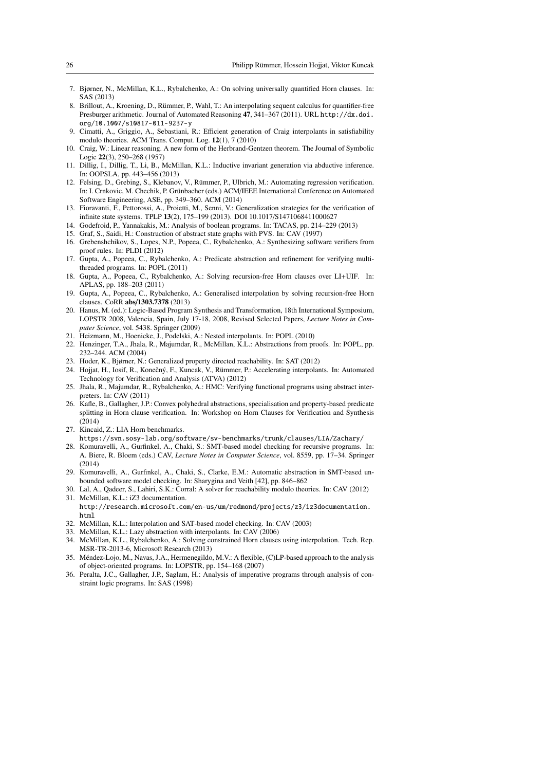7. Bjørner, N., McMillan, K.L., Rybalchenko, A.: On solving universally quantified Horn clauses. In: SAS (2013)
8. Brillout, A., Kroening, D., Rümmer, P., Wahl, T.: An interpolating sequent calculus for quantifier-free Presburger arithmetic. Journal of Automated Reasoning **47**, 341–367 (2011). URL http://dx.doi.org/10.1007/s10817-011-9237-y
9. Cimatti, A., Griggio, A., Sebastiani, R.: Efficient generation of Craig interpolants in satisfiability modulo theories. ACM Trans. Comput. Log. **12**(1), 7 (2010)
10. Craig, W.: Linear reasoning. A new form of the Herbrand-Gentzen theorem. The Journal of Symbolic Logic **22**(3), 250–268 (1957)
11. Dillig, I., Dillig, T., Li, B., McMillan, K.L.: Inductive invariant generation via abductive inference. In: OOPSLA, pp. 443–456 (2013)
12. Felsing, D., Grebing, S., Klebanov, V., Rümmer, P., Ulbrich, M.: Automating regression verification. In: I. Crnkovic, M. Chechik, P. Grünbacher (eds.) ACM/IEEE International Conference on Automated Software Engineering, ASE, pp. 349–360. ACM (2014)
13. Fioravanti, F., Pettorossi, A., Proietti, M., Senni, V.: Generalization strategies for the verification of infinite state systems. TPLP **13**(2), 175–199 (2013). DOI 10.1017/S1471068411000627
14. Godefroid, P., Yannakakis, M.: Analysis of boolean programs. In: TACAS, pp. 214–229 (2013)
15. Graf, S., Saidi, H.: Construction of abstract state graphs with PVS. In: CAV (1997)
16. Grebenshchikov, S., Lopes, N.P., Popeea, C., Rybalchenko, A.: Synthesizing software verifiers from proof rules. In: PLDI (2012)
17. Gupta, A., Popeea, C., Rybalchenko, A.: Predicate abstraction and refinement for verifying multi-threaded programs. In: POPL (2011)
18. Gupta, A., Popeea, C., Rybalchenko, A.: Solving recursion-free Horn clauses over LI+UIF. In: APLAS, pp. 188–203 (2011)
19. Gupta, A., Popeea, C., Rybalchenko, A.: Generalised interpolation by solving recursion-free Horn clauses. CoRR **abs/1303.7378** (2013)
20. Hanus, M. (ed.): Logic-Based Program Synthesis and Transformation, 18th International Symposium, LOPSTR 2008, Valencia, Spain, July 17-18, 2008, Revised Selected Papers, *Lecture Notes in Computer Science*, vol. 5438. Springer (2009)
21. Heizmann, M., Hoenicke, J., Podelski, A.: Nested interpolants. In: POPL (2010)
22. Henzinger, T.A., Jhala, R., Majumdar, R., McMillan, K.L.: Abstractions from proofs. In: POPL, pp. 232–244. ACM (2004)
23. Hoder, K., Bjørner, N.: Generalized property directed reachability. In: SAT (2012)
24. Hojjat, H., Iosif, R., Konečný, F., Kuncak, V., Rümmer, P.: Accelerating interpolants. In: Automated Technology for Verification and Analysis (ATVA) (2012)
25. Jhala, R., Majumdar, R., Rybalchenko, A.: HMC: Verifying functional programs using abstract interpreters. In: CAV (2011)
26. Kafle, B., Gallagher, J.P.: Convex polyhedral abstractions, specialisation and property-based predicate splitting in Horn clause verification. In: Workshop on Horn Clauses for Verification and Synthesis (2014)
27. Kincaid, Z.: LIA Horn benchmarks. https://svn.sosy-lab.org/software/sv-benchmarks/trunk/clauses/LIA/Zachary/
28. Komuravelli, A., Gurfinkel, A., Chaki, S.: SMT-based model checking for recursive programs. In: A. Biere, R. Bloem (eds.) CAV, *Lecture Notes in Computer Science*, vol. 8559, pp. 17–34. Springer (2014)
29. Komuravelli, A., Gurfinkel, A., Chaki, S., Clarke, E.M.: Automatic abstraction in SMT-based unbounded software model checking. In: Sharygina and Veith [42], pp. 846–862
30. Lal, A., Qadeer, S., Lahiri, S.K.: Corral: A solver for reachability modulo theories. In: CAV (2012)
31. McMillan, K.L.: iZ3 documentation. http://research.microsoft.com/en-us/um/redmond/projects/z3/iz3documentation.html
32. McMillan, K.L.: Interpolation and SAT-based model checking. In: CAV (2003)
33. McMillan, K.L.: Lazy abstraction with interpolants. In: CAV (2006)
34. McMillan, K.L., Rybalchenko, A.: Solving constrained Horn clauses using interpolation. Tech. Rep. MSR-TR-2013-6, Microsoft Research (2013)
35. Méndez-Lojo, M., Navas, J.A., Hermenegildo, M.V.: A flexible, (C)LP-based approach to the analysis of object-oriented programs. In: LOPSTR, pp. 154–168 (2007)
36. Peralta, J.C., Gallagher, J.P., Saglam, H.: Analysis of imperative programs through analysis of constraint logic programs. In: SAS (1998)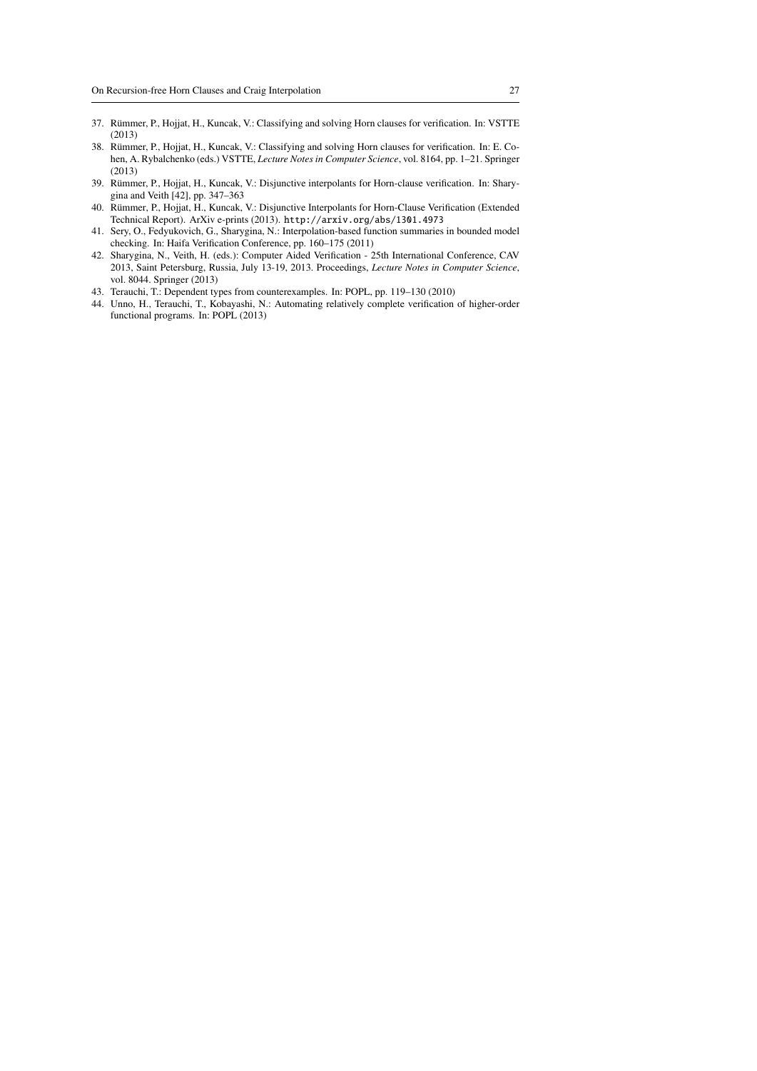37. Rümmer, P., Hojjat, H., Kuncak, V.: Classifying and solving Horn clauses for verification. In: VSTTE (2013)
38. Rümmer, P., Hojjat, H., Kuncak, V.: Classifying and solving Horn clauses for verification. In: E. Cohen, A. Rybalchenko (eds.) VSTTE, *Lecture Notes in Computer Science*, vol. 8164, pp. 1–21. Springer (2013)
39. Rümmer, P., Hojjat, H., Kuncak, V.: Disjunctive interpolants for Horn-clause verification. In: Sharygina and Veith [42], pp. 347–363
40. Rümmer, P., Hojjat, H., Kuncak, V.: Disjunctive Interpolants for Horn-Clause Verification (Extended Technical Report). ArXiv e-prints (2013). `http://arxiv.org/abs/1301.4973`
41. Sery, O., Fedyukovich, G., Sharygina, N.: Interpolation-based function summaries in bounded model checking. In: Haifa Verification Conference, pp. 160–175 (2011)
42. Sharygina, N., Veith, H. (eds.): Computer Aided Verification - 25th International Conference, CAV 2013, Saint Petersburg, Russia, July 13-19, 2013. Proceedings, *Lecture Notes in Computer Science*, vol. 8044. Springer (2013)
43. Terauchi, T.: Dependent types from counterexamples. In: POPL, pp. 119–130 (2010)
44. Unno, H., Terauchi, T., Kobayashi, N.: Automating relatively complete verification of higher-order functional programs. In: POPL (2013)